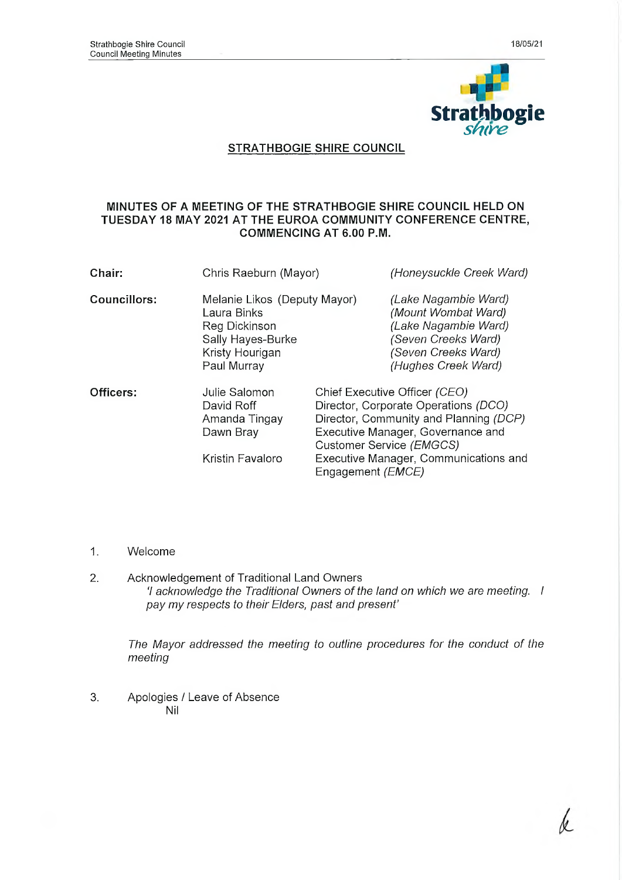## STRATHBOGIE SHIRE COUNCIL

**MINUTES OF A MEETING OF THE STRATHBOGIE SHIRE COUNCIL HELD ON TUESDAY 18 MAY 2021 AT THE EUROA COMMUNITY CONFERENCE CENTRE, COMMENCING AT 6.00 P.M.**

| | | |
|---|---|---|
| **Chair:** | Chris Raeburn (Mayor) | *(Honeysuckle Creek Ward)* |
| **Councillors:** | Melanie Likos (Deputy Mayor) | *(Lake Nagambie Ward)* |
| | Laura Binks | *(Mount Wombat Ward)* |
| | Reg Dickinson | *(Lake Nagambie Ward)* |
| | Sally Hayes-Burke | *(Seven Creeks Ward)* |
| | Kristy Hourigan | *(Seven Creeks Ward)* |
| | Paul Murray | *(Hughes Creek Ward)* |

| | | |
|---|---|---|
| **Officers:** | Julie Salomon | Chief Executive Officer *(CEO)* |
| | David Roff | Director, Corporate Operations *(DCO)* |
| | Amanda Tingay | Director, Community and Planning *(DCP)* |
| | Dawn Bray | Executive Manager, Governance and Customer Service *(EMGCS)* |
| | Kristin Favaloro | Executive Manager, Communications and Engagement *(EMCE)* |

1. Welcome

2. Acknowledgement of Traditional Land Owners

   *'I acknowledge the Traditional Owners of the land on which we are meeting. I pay my respects to their Elders, past and present'*

   *The Mayor addressed the meeting to outline procedures for the conduct of the meeting*

3. Apologies / Leave of Absence

   Nil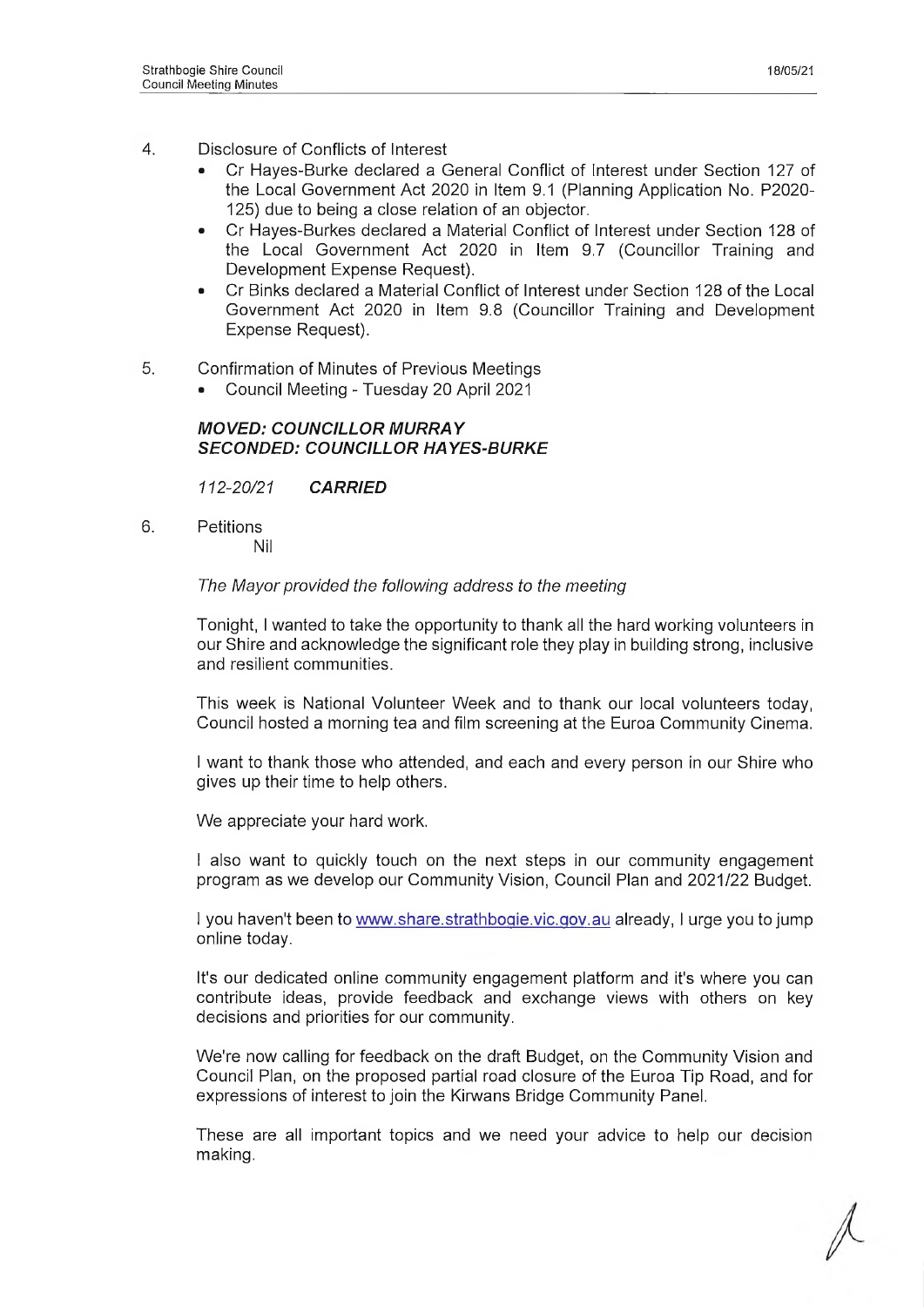4. Disclosure of Conflicts of Interest
   - Cr Hayes-Burke declared a General Conflict of Interest under Section 127 of the Local Government Act 2020 in Item 9.1 (Planning Application No. P2020-125) due to being a close relation of an objector.
   - Cr Hayes-Burkes declared a Material Conflict of Interest under Section 128 of the Local Government Act 2020 in Item 9.7 (Councillor Training and Development Expense Request).
   - Cr Binks declared a Material Conflict of Interest under Section 128 of the Local Government Act 2020 in Item 9.8 (Councillor Training and Development Expense Request).

5. Confirmation of Minutes of Previous Meetings
   - Council Meeting - Tuesday 20 April 2021

   ***MOVED: COUNCILLOR MURRAY***
   ***SECONDED: COUNCILLOR HAYES-BURKE***

   *112-20/21* ***CARRIED***

6. Petitions
   Nil

   *The Mayor provided the following address to the meeting*

   Tonight, I wanted to take the opportunity to thank all the hard working volunteers in our Shire and acknowledge the significant role they play in building strong, inclusive and resilient communities.

   This week is National Volunteer Week and to thank our local volunteers today, Council hosted a morning tea and film screening at the Euroa Community Cinema.

   I want to thank those who attended, and each and every person in our Shire who gives up their time to help others.

   We appreciate your hard work.

   I also want to quickly touch on the next steps in our community engagement program as we develop our Community Vision, Council Plan and 2021/22 Budget.

   I you haven't been to [www.share.strathbogie.vic.gov.au](http://www.share.strathbogie.vic.gov.au) already, I urge you to jump online today.

   It's our dedicated online community engagement platform and it's where you can contribute ideas, provide feedback and exchange views with others on key decisions and priorities for our community.

   We're now calling for feedback on the draft Budget, on the Community Vision and Council Plan, on the proposed partial road closure of the Euroa Tip Road, and for expressions of interest to join the Kirwans Bridge Community Panel.

   These are all important topics and we need your advice to help our decision making.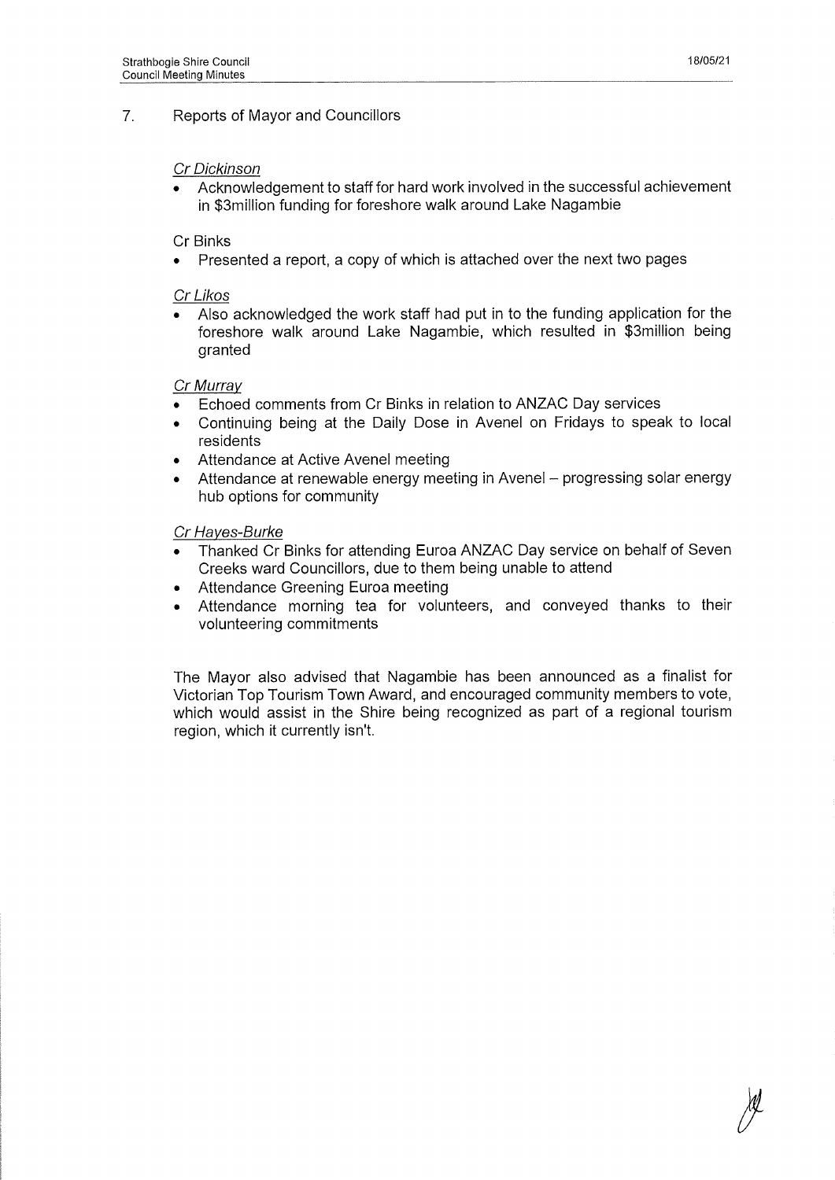## 7. Reports of Mayor and Councillors

*Cr Dickinson*

- Acknowledgement to staff for hard work involved in the successful achievement in $3million funding for foreshore walk around Lake Nagambie

Cr Binks

- Presented a report, a copy of which is attached over the next two pages

*Cr Likos*

- Also acknowledged the work staff had put in to the funding application for the foreshore walk around Lake Nagambie, which resulted in $3million being granted

*Cr Murray*

- Echoed comments from Cr Binks in relation to ANZAC Day services
- Continuing being at the Daily Dose in Avenel on Fridays to speak to local residents
- Attendance at Active Avenel meeting
- Attendance at renewable energy meeting in Avenel – progressing solar energy hub options for community

*Cr Hayes-Burke*

- Thanked Cr Binks for attending Euroa ANZAC Day service on behalf of Seven Creeks ward Councillors, due to them being unable to attend
- Attendance Greening Euroa meeting
- Attendance morning tea for volunteers, and conveyed thanks to their volunteering commitments

The Mayor also advised that Nagambie has been announced as a finalist for Victorian Top Tourism Town Award, and encouraged community members to vote, which would assist in the Shire being recognized as part of a regional tourism region, which it currently isn't.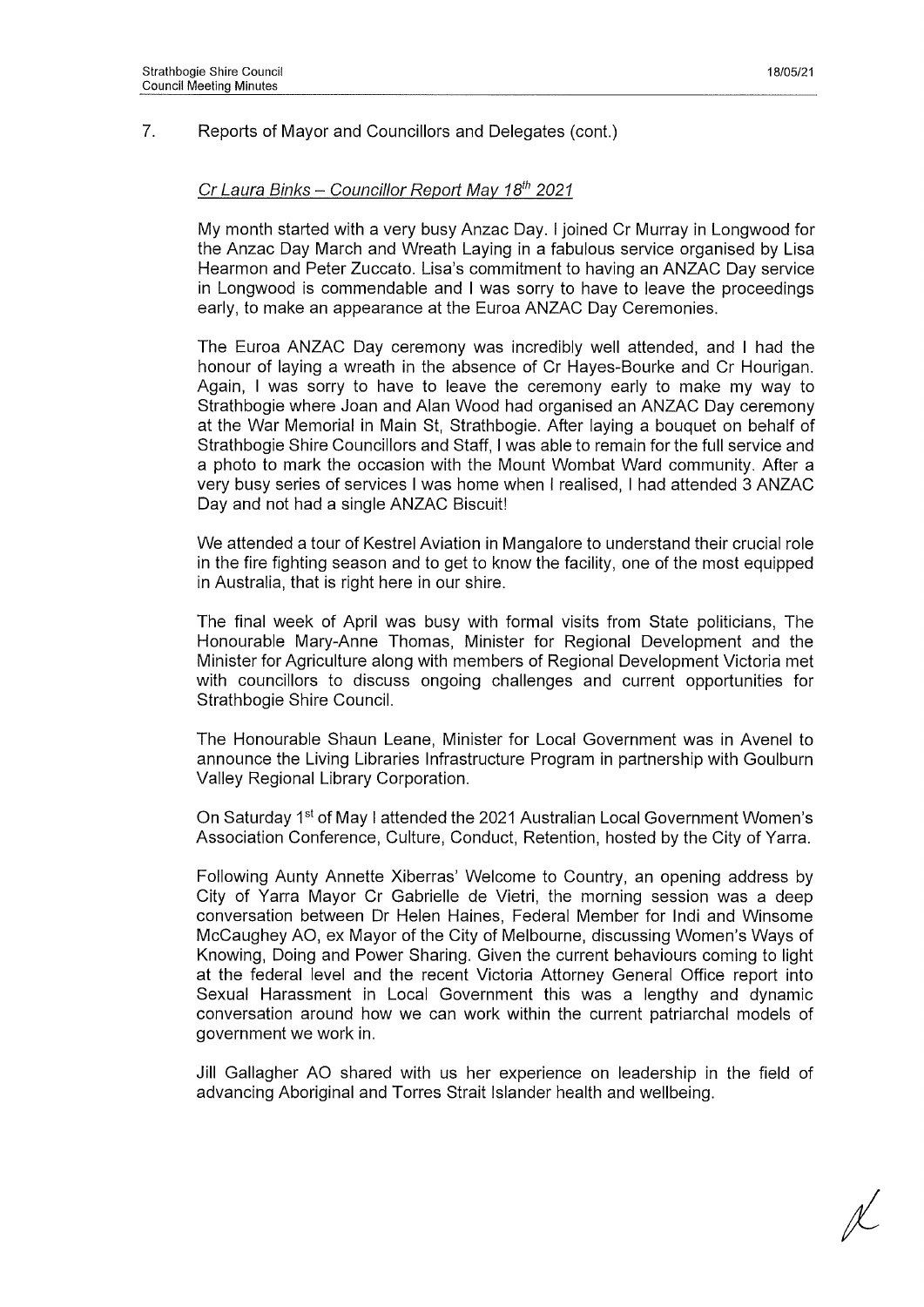## 7. Reports of Mayor and Councillors and Delegates (cont.)

*Cr Laura Binks – Councillor Report May 18th 2021*

My month started with a very busy Anzac Day. I joined Cr Murray in Longwood for the Anzac Day March and Wreath Laying in a fabulous service organised by Lisa Hearmon and Peter Zuccato. Lisa's commitment to having an ANZAC Day service in Longwood is commendable and I was sorry to have to leave the proceedings early, to make an appearance at the Euroa ANZAC Day Ceremonies.

The Euroa ANZAC Day ceremony was incredibly well attended, and I had the honour of laying a wreath in the absence of Cr Hayes-Bourke and Cr Hourigan. Again, I was sorry to have to leave the ceremony early to make my way to Strathbogie where Joan and Alan Wood had organised an ANZAC Day ceremony at the War Memorial in Main St, Strathbogie. After laying a bouquet on behalf of Strathbogie Shire Councillors and Staff, I was able to remain for the full service and a photo to mark the occasion with the Mount Wombat Ward community. After a very busy series of services I was home when I realised, I had attended 3 ANZAC Day and not had a single ANZAC Biscuit!

We attended a tour of Kestrel Aviation in Mangalore to understand their crucial role in the fire fighting season and to get to know the facility, one of the most equipped in Australia, that is right here in our shire.

The final week of April was busy with formal visits from State politicians, The Honourable Mary-Anne Thomas, Minister for Regional Development and the Minister for Agriculture along with members of Regional Development Victoria met with councillors to discuss ongoing challenges and current opportunities for Strathbogie Shire Council.

The Honourable Shaun Leane, Minister for Local Government was in Avenel to announce the Living Libraries Infrastructure Program in partnership with Goulburn Valley Regional Library Corporation.

On Saturday 1st of May I attended the 2021 Australian Local Government Women's Association Conference, Culture, Conduct, Retention, hosted by the City of Yarra.

Following Aunty Annette Xiberras' Welcome to Country, an opening address by City of Yarra Mayor Cr Gabrielle de Vietri, the morning session was a deep conversation between Dr Helen Haines, Federal Member for Indi and Winsome McCaughey AO, ex Mayor of the City of Melbourne, discussing Women's Ways of Knowing, Doing and Power Sharing. Given the current behaviours coming to light at the federal level and the recent Victoria Attorney General Office report into Sexual Harassment in Local Government this was a lengthy and dynamic conversation around how we can work within the current patriarchal models of government we work in.

Jill Gallagher AO shared with us her experience on leadership in the field of advancing Aboriginal and Torres Strait Islander health and wellbeing.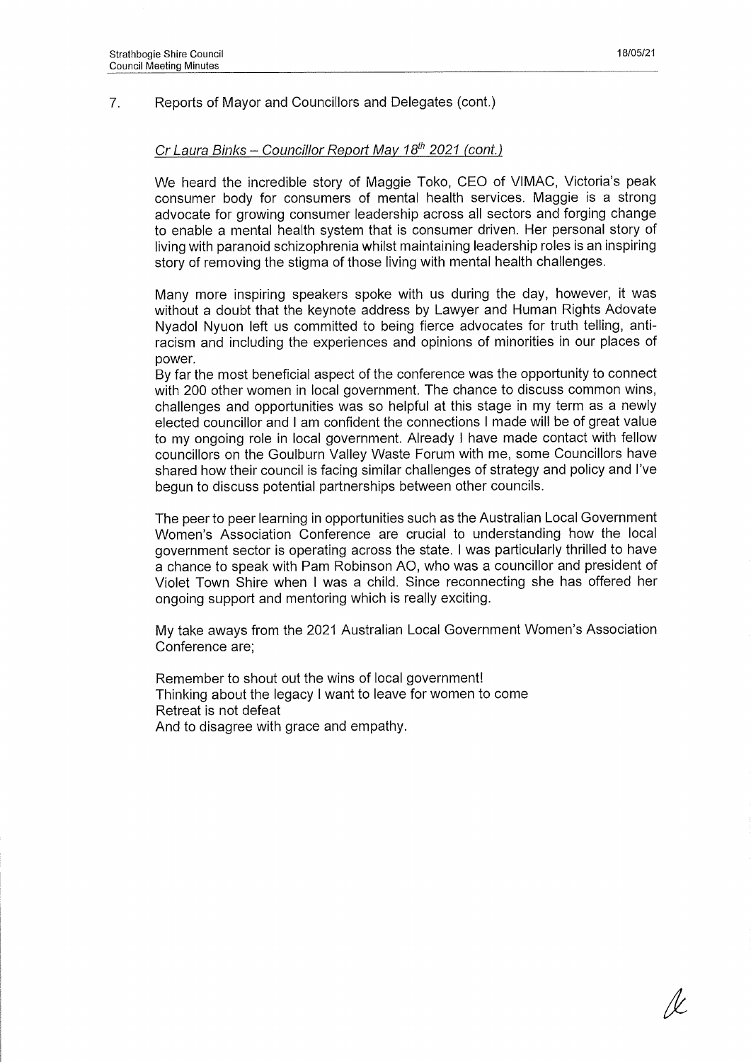## 7. Reports of Mayor and Councillors and Delegates (cont.)

*Cr Laura Binks – Councillor Report May 18th 2021 (cont.)*

We heard the incredible story of Maggie Toko, CEO of VIMAC, Victoria's peak consumer body for consumers of mental health services. Maggie is a strong advocate for growing consumer leadership across all sectors and forging change to enable a mental health system that is consumer driven. Her personal story of living with paranoid schizophrenia whilst maintaining leadership roles is an inspiring story of removing the stigma of those living with mental health challenges.

Many more inspiring speakers spoke with us during the day, however, it was without a doubt that the keynote address by Lawyer and Human Rights Adovate Nyadol Nyuon left us committed to being fierce advocates for truth telling, anti-racism and including the experiences and opinions of minorities in our places of power.

By far the most beneficial aspect of the conference was the opportunity to connect with 200 other women in local government. The chance to discuss common wins, challenges and opportunities was so helpful at this stage in my term as a newly elected councillor and I am confident the connections I made will be of great value to my ongoing role in local government. Already I have made contact with fellow councillors on the Goulburn Valley Waste Forum with me, some Councillors have shared how their council is facing similar challenges of strategy and policy and I've begun to discuss potential partnerships between other councils.

The peer to peer learning in opportunities such as the Australian Local Government Women's Association Conference are crucial to understanding how the local government sector is operating across the state. I was particularly thrilled to have a chance to speak with Pam Robinson AO, who was a councillor and president of Violet Town Shire when I was a child. Since reconnecting she has offered her ongoing support and mentoring which is really exciting.

My take aways from the 2021 Australian Local Government Women's Association Conference are;

Remember to shout out the wins of local government!
Thinking about the legacy I want to leave for women to come
Retreat is not defeat
And to disagree with grace and empathy.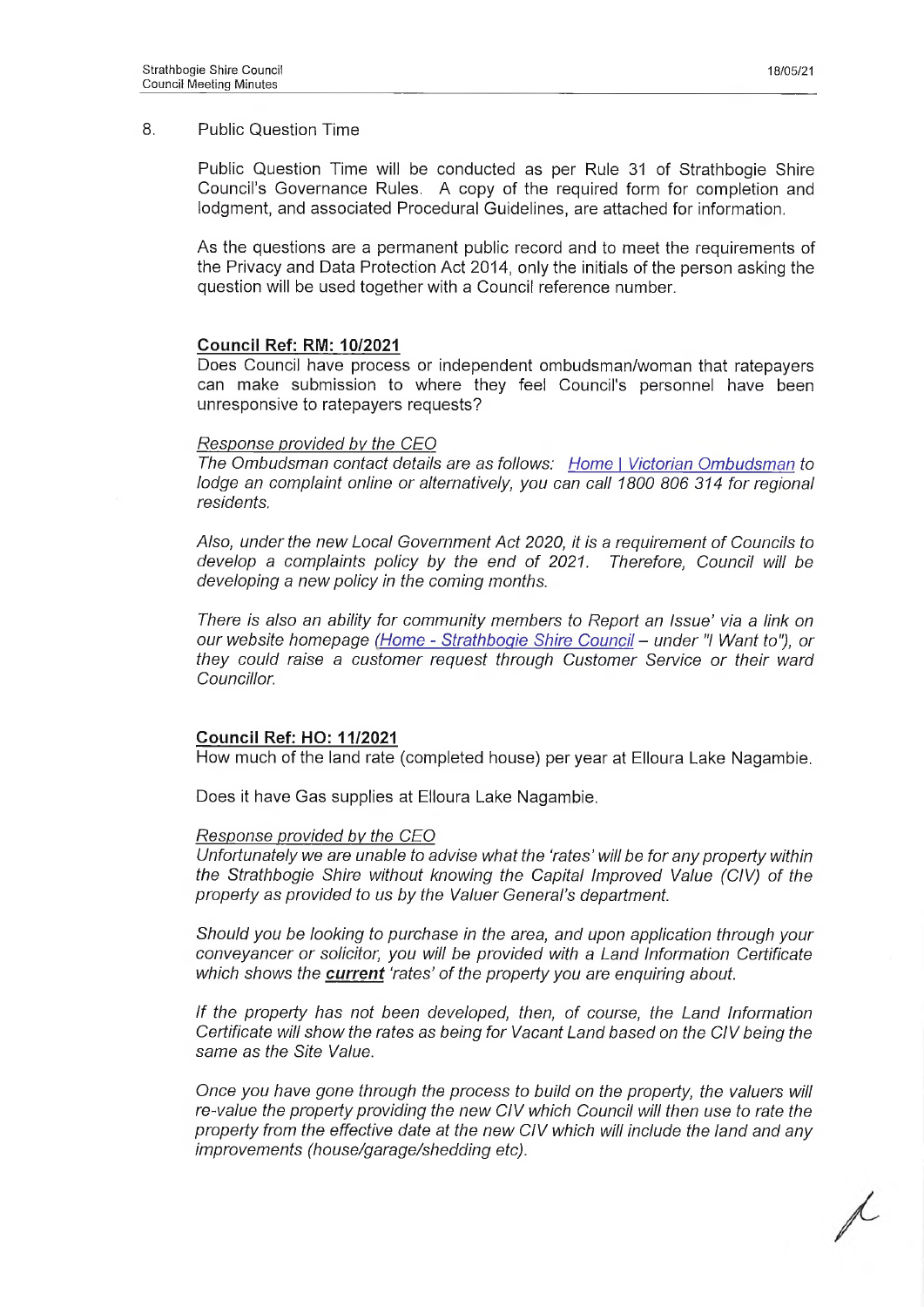## 8. Public Question Time

Public Question Time will be conducted as per Rule 31 of Strathbogie Shire Council's Governance Rules. A copy of the required form for completion and lodgment, and associated Procedural Guidelines, are attached for information.

As the questions are a permanent public record and to meet the requirements of the Privacy and Data Protection Act 2014, only the initials of the person asking the question will be used together with a Council reference number.

**Council Ref: RM: 10/2021**

Does Council have process or independent ombudsman/woman that ratepayers can make submission to where they feel Council's personnel have been unresponsive to ratepayers requests?

*Response provided by the CEO*

*The Ombudsman contact details are as follows: Home | Victorian Ombudsman to lodge an complaint online or alternatively, you can call 1800 806 314 for regional residents.*

*Also, under the new Local Government Act 2020, it is a requirement of Councils to develop a complaints policy by the end of 2021. Therefore, Council will be developing a new policy in the coming months.*

*There is also an ability for community members to Report an Issue' via a link on our website homepage (Home - Strathbogie Shire Council – under "I Want to"), or they could raise a customer request through Customer Service or their ward Councillor.*

**Council Ref: HO: 11/2021**

How much of the land rate (completed house) per year at Elloura Lake Nagambie.

Does it have Gas supplies at Elloura Lake Nagambie.

*Response provided by the CEO*

*Unfortunately we are unable to advise what the 'rates' will be for any property within the Strathbogie Shire without knowing the Capital Improved Value (CIV) of the property as provided to us by the Valuer General's department.*

*Should you be looking to purchase in the area, and upon application through your conveyancer or solicitor, you will be provided with a Land Information Certificate which shows the* ***current*** *'rates' of the property you are enquiring about.*

*If the property has not been developed, then, of course, the Land Information Certificate will show the rates as being for Vacant Land based on the CIV being the same as the Site Value.*

*Once you have gone through the process to build on the property, the valuers will re-value the property providing the new CIV which Council will then use to rate the property from the effective date at the new CIV which will include the land and any improvements (house/garage/shedding etc).*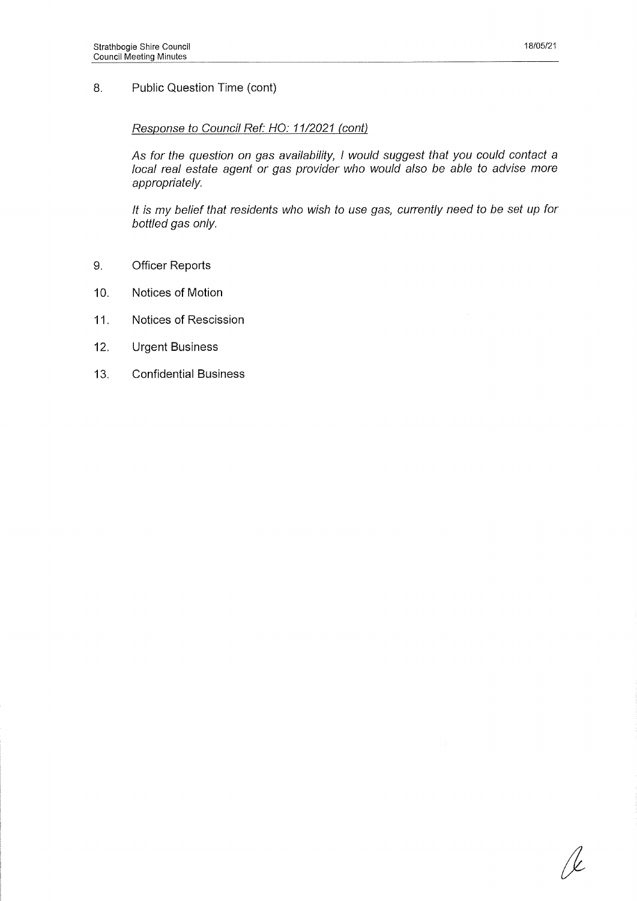## 8. Public Question Time (cont)

*Response to Council Ref: HO: 11/2021 (cont)*

*As for the question on gas availability, I would suggest that you could contact a local real estate agent or gas provider who would also be able to advise more appropriately.*

*It is my belief that residents who wish to use gas, currently need to be set up for bottled gas only.*

## 9. Officer Reports

## 10. Notices of Motion

## 11. Notices of Rescission

## 12. Urgent Business

## 13. Confidential Business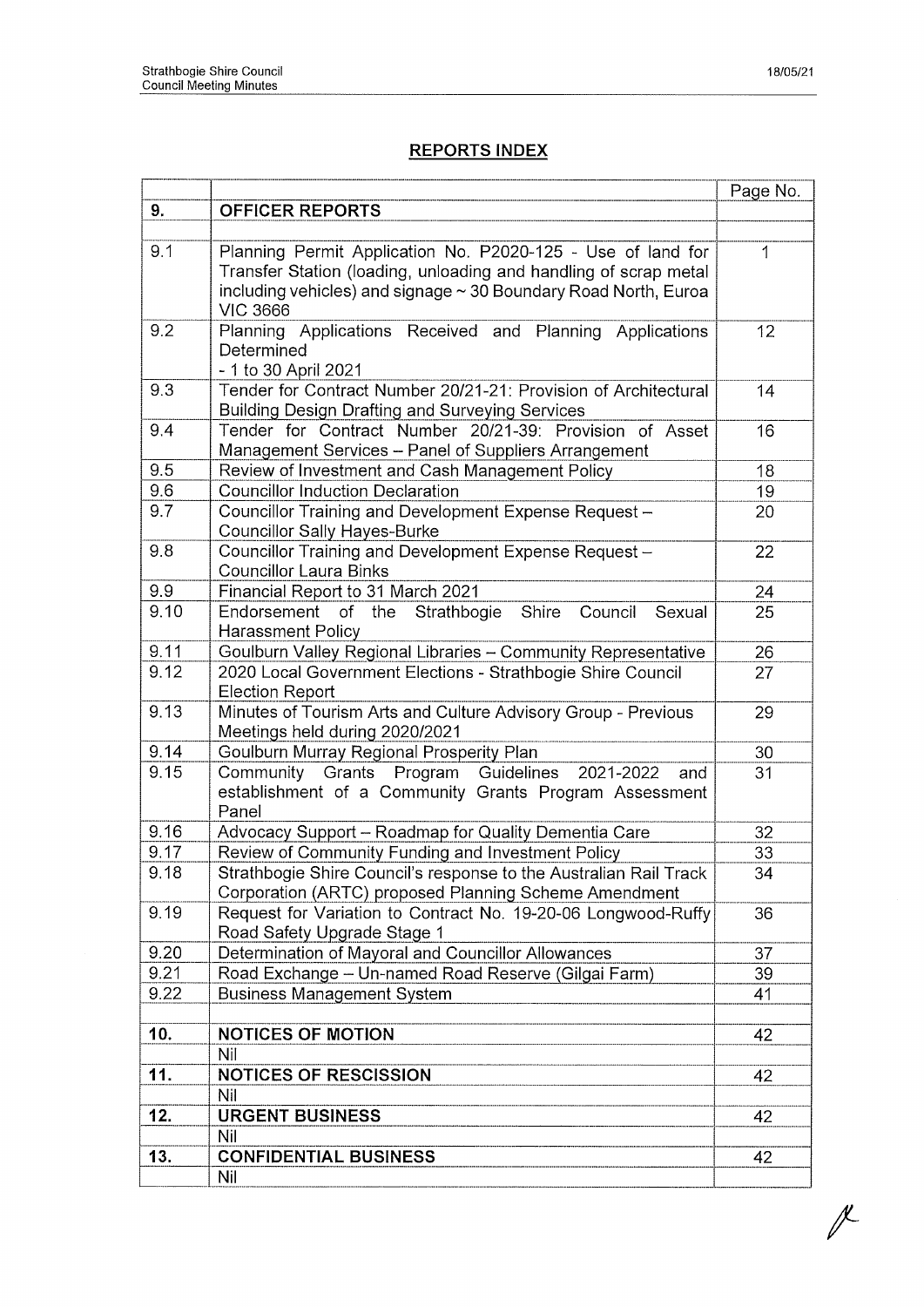## REPORTS INDEX

| | | Page No. |
|---|---|---|
| **9.** | **OFFICER REPORTS** | |
| | | |
| 9.1 | Planning Permit Application No. P2020-125 - Use of land for Transfer Station (loading, unloading and handling of scrap metal including vehicles) and signage ~ 30 Boundary Road North, Euroa VIC 3666 | 1 |
| 9.2 | Planning Applications Received and Planning Applications Determined - 1 to 30 April 2021 | 12 |
| 9.3 | Tender for Contract Number 20/21-21: Provision of Architectural Building Design Drafting and Surveying Services | 14 |
| 9.4 | Tender for Contract Number 20/21-39: Provision of Asset Management Services – Panel of Suppliers Arrangement | 16 |
| 9.5 | Review of Investment and Cash Management Policy | 18 |
| 9.6 | Councillor Induction Declaration | 19 |
| 9.7 | Councillor Training and Development Expense Request – Councillor Sally Hayes-Burke | 20 |
| 9.8 | Councillor Training and Development Expense Request – Councillor Laura Binks | 22 |
| 9.9 | Financial Report to 31 March 2021 | 24 |
| 9.10 | Endorsement of the Strathbogie Shire Council Sexual Harassment Policy | 25 |
| 9.11 | Goulburn Valley Regional Libraries – Community Representative | 26 |
| 9.12 | 2020 Local Government Elections - Strathbogie Shire Council Election Report | 27 |
| 9.13 | Minutes of Tourism Arts and Culture Advisory Group - Previous Meetings held during 2020/2021 | 29 |
| 9.14 | Goulburn Murray Regional Prosperity Plan | 30 |
| 9.15 | Community Grants Program Guidelines 2021-2022 and establishment of a Community Grants Program Assessment Panel | 31 |
| 9.16 | Advocacy Support – Roadmap for Quality Dementia Care | 32 |
| 9.17 | Review of Community Funding and Investment Policy | 33 |
| 9.18 | Strathbogie Shire Council's response to the Australian Rail Track Corporation (ARTC) proposed Planning Scheme Amendment | 34 |
| 9.19 | Request for Variation to Contract No. 19-20-06 Longwood-Ruffy Road Safety Upgrade Stage 1 | 36 |
| 9.20 | Determination of Mayoral and Councillor Allowances | 37 |
| 9.21 | Road Exchange – Un-named Road Reserve (Gilgai Farm) | 39 |
| 9.22 | Business Management System | 41 |
| | | |
| **10.** | **NOTICES OF MOTION** | 42 |
| | Nil | |
| **11.** | **NOTICES OF RESCISSION** | 42 |
| | Nil | |
| **12.** | **URGENT BUSINESS** | 42 |
| | Nil | |
| **13.** | **CONFIDENTIAL BUSINESS** | 42 |
| | Nil | |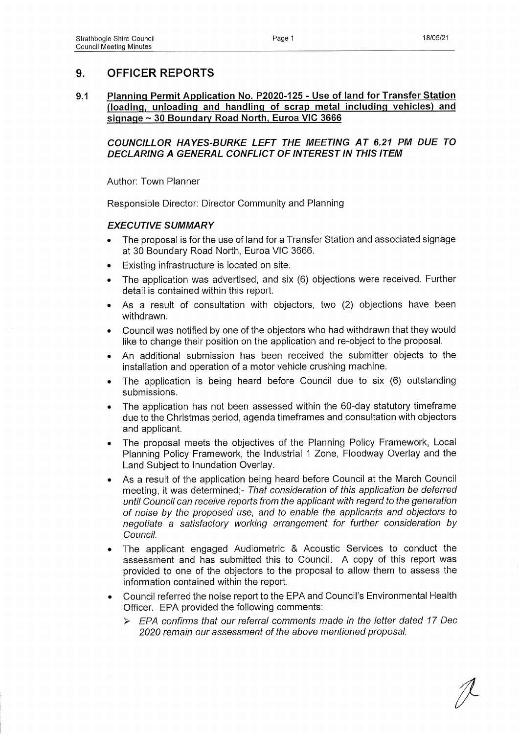## 9. OFFICER REPORTS

### 9.1 Planning Permit Application No. P2020-125 - Use of land for Transfer Station (loading, unloading and handling of scrap metal including vehicles) and signage ~ 30 Boundary Road North, Euroa VIC 3666

***COUNCILLOR HAYES-BURKE LEFT THE MEETING AT 6.21 PM DUE TO DECLARING A GENERAL CONFLICT OF INTEREST IN THIS ITEM***

Author: Town Planner

Responsible Director: Director Community and Planning

#### *EXECUTIVE SUMMARY*

- The proposal is for the use of land for a Transfer Station and associated signage at 30 Boundary Road North, Euroa VIC 3666.
- Existing infrastructure is located on site.
- The application was advertised, and six (6) objections were received. Further detail is contained within this report.
- As a result of consultation with objectors, two (2) objections have been withdrawn.
- Council was notified by one of the objectors who had withdrawn that they would like to change their position on the application and re-object to the proposal.
- An additional submission has been received the submitter objects to the installation and operation of a motor vehicle crushing machine.
- The application is being heard before Council due to six (6) outstanding submissions.
- The application has not been assessed within the 60-day statutory timeframe due to the Christmas period, agenda timeframes and consultation with objectors and applicant.
- The proposal meets the objectives of the Planning Policy Framework, Local Planning Policy Framework, the Industrial 1 Zone, Floodway Overlay and the Land Subject to Inundation Overlay.
- As a result of the application being heard before Council at the March Council meeting, it was determined;- *That consideration of this application be deferred until Council can receive reports from the applicant with regard to the generation of noise by the proposed use, and to enable the applicants and objectors to negotiate a satisfactory working arrangement for further consideration by Council.*
- The applicant engaged Audiometric & Acoustic Services to conduct the assessment and has submitted this to Council. A copy of this report was provided to one of the objectors to the proposal to allow them to assess the information contained within the report.
- Council referred the noise report to the EPA and Council's Environmental Health Officer. EPA provided the following comments:
  - *EPA confirms that our referral comments made in the letter dated 17 Dec 2020 remain our assessment of the above mentioned proposal.*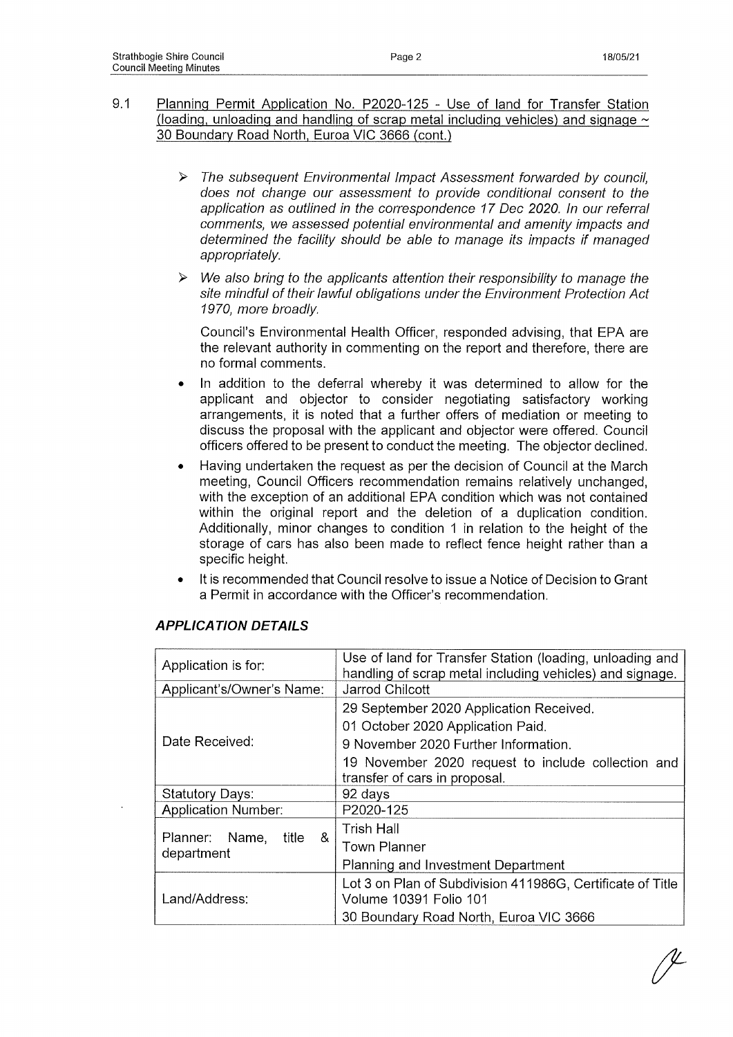## 9.1 Planning Permit Application No. P2020-125 - Use of land for Transfer Station (loading, unloading and handling of scrap metal including vehicles) and signage ~ 30 Boundary Road North, Euroa VIC 3666 (cont.)

> ➢ *The subsequent Environmental Impact Assessment forwarded by council, does not change our assessment to provide conditional consent to the application as outlined in the correspondence 17 Dec 2020. In our referral comments, we assessed potential environmental and amenity impacts and determined the facility should be able to manage its impacts if managed appropriately.*
>
> ➢ *We also bring to the applicants attention their responsibility to manage the site mindful of their lawful obligations under the Environment Protection Act 1970, more broadly.*
>
> Council's Environmental Health Officer, responded advising, that EPA are the relevant authority in commenting on the report and therefore, there are no formal comments.

- In addition to the deferral whereby it was determined to allow for the applicant and objector to consider negotiating satisfactory working arrangements, it is noted that a further offers of mediation or meeting to discuss the proposal with the applicant and objector were offered. Council officers offered to be present to conduct the meeting. The objector declined.
- Having undertaken the request as per the decision of Council at the March meeting, Council Officers recommendation remains relatively unchanged, with the exception of an additional EPA condition which was not contained within the original report and the deletion of a duplication condition. Additionally, minor changes to condition 1 in relation to the height of the storage of cars has also been made to reflect fence height rather than a specific height.
- It is recommended that Council resolve to issue a Notice of Decision to Grant a Permit in accordance with the Officer's recommendation.

### *APPLICATION DETAILS*

| | |
|---|---|
| Application is for: | Use of land for Transfer Station (loading, unloading and handling of scrap metal including vehicles) and signage. |
| Applicant's/Owner's Name: | Jarrod Chilcott |
| Date Received: | 29 September 2020 Application Received.<br>01 October 2020 Application Paid.<br>9 November 2020 Further Information.<br>19 November 2020 request to include collection and transfer of cars in proposal. |
| Statutory Days: | 92 days |
| Application Number: | P2020-125 |
| Planner: Name, title & department | Trish Hall<br>Town Planner<br>Planning and Investment Department |
| Land/Address: | Lot 3 on Plan of Subdivision 411986G, Certificate of Title Volume 10391 Folio 101<br>30 Boundary Road North, Euroa VIC 3666 |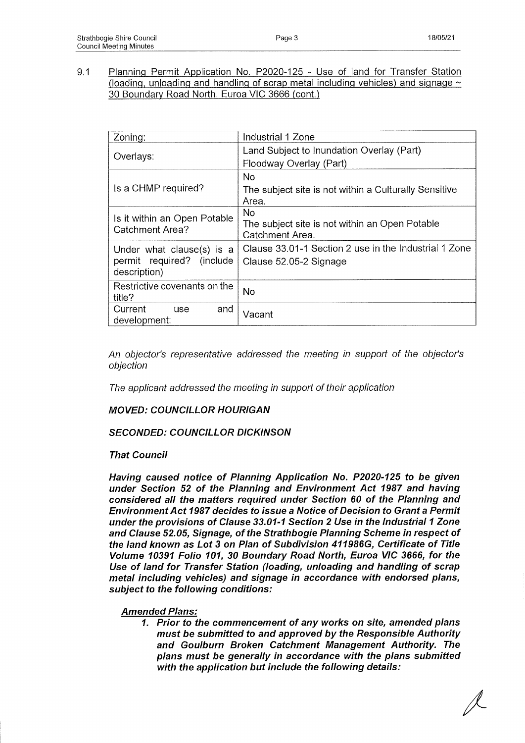9.1 Planning Permit Application No. P2020-125 - Use of land for Transfer Station (loading, unloading and handling of scrap metal including vehicles) and signage ~ 30 Boundary Road North, Euroa VIC 3666 (cont.)

| Zoning: | Industrial 1 Zone |
| --- | --- |
| Overlays: | Land Subject to Inundation Overlay (Part)<br>Floodway Overlay (Part) |
| Is a CHMP required? | No<br>The subject site is not within a Culturally Sensitive Area. |
| Is it within an Open Potable Catchment Area? | No<br>The subject site is not within an Open Potable Catchment Area. |
| Under what clause(s) is a permit required? (include description) | Clause 33.01-1 Section 2 use in the Industrial 1 Zone<br>Clause 52.05-2 Signage |
| Restrictive covenants on the title? | No |
| Current use and development: | Vacant |

*An objector's representative addressed the meeting in support of the objector's objection*

*The applicant addressed the meeting in support of their application*

***MOVED: COUNCILLOR HOURIGAN***

***SECONDED: COUNCILLOR DICKINSON***

***That Council***

***Having caused notice of Planning Application No. P2020-125 to be given under Section 52 of the Planning and Environment Act 1987 and having considered all the matters required under Section 60 of the Planning and Environment Act 1987 decides to issue a Notice of Decision to Grant a Permit under the provisions of Clause 33.01-1 Section 2 Use in the Industrial 1 Zone and Clause 52.05, Signage, of the Strathbogie Planning Scheme in respect of the land known as Lot 3 on Plan of Subdivision 411986G, Certificate of Title Volume 10391 Folio 101, 30 Boundary Road North, Euroa VIC 3666, for the Use of land for Transfer Station (loading, unloading and handling of scrap metal including vehicles) and signage in accordance with endorsed plans, subject to the following conditions:***

***Amended Plans:***

1. ***Prior to the commencement of any works on site, amended plans must be submitted to and approved by the Responsible Authority and Goulburn Broken Catchment Management Authority. The plans must be generally in accordance with the plans submitted with the application but include the following details:***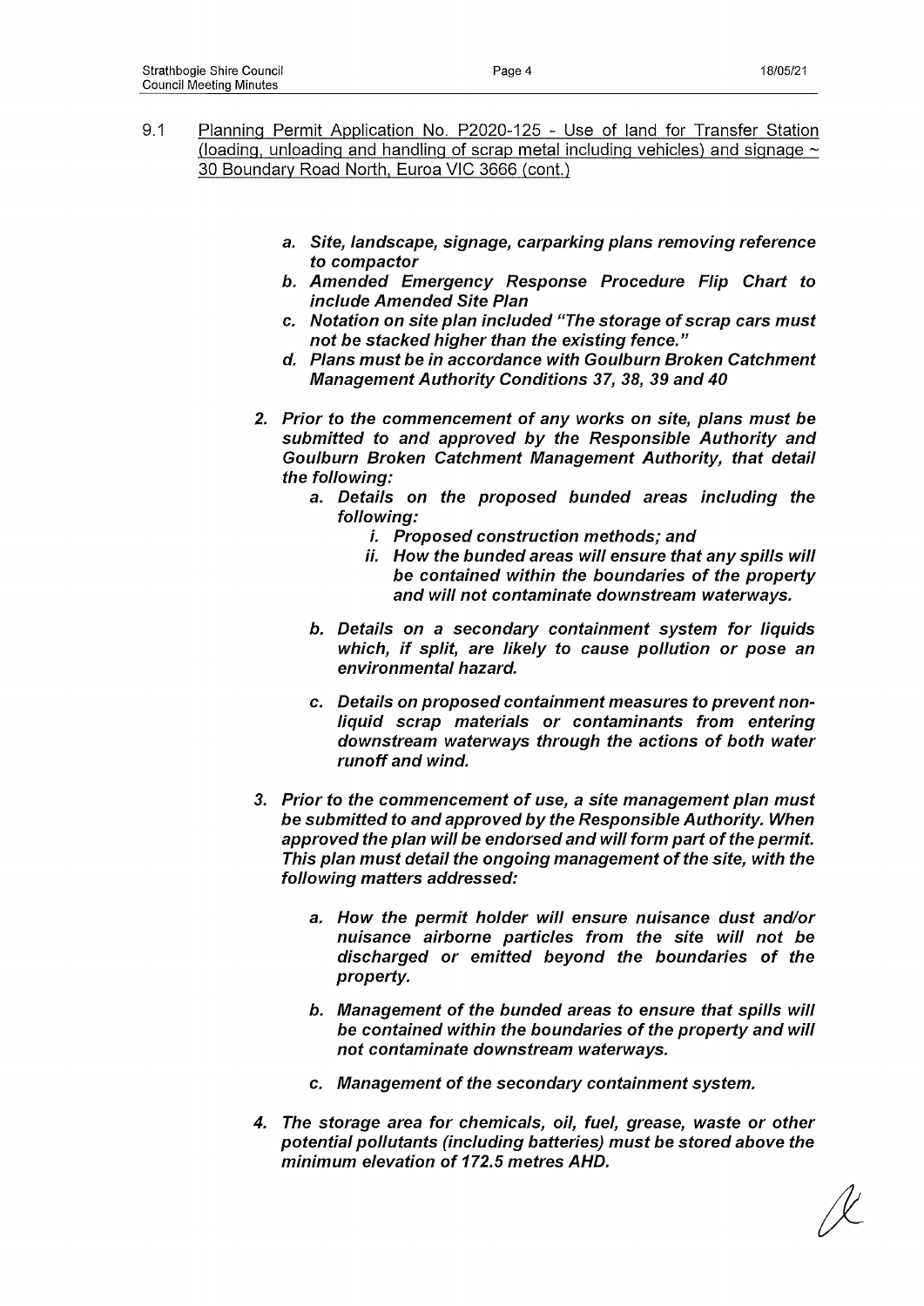9.1 Planning Permit Application No. P2020-125 - Use of land for Transfer Station (loading, unloading and handling of scrap metal including vehicles) and signage ~ 30 Boundary Road North, Euroa VIC 3666 (cont.)

*a. **Site, landscape, signage, carparking plans removing reference to compactor***

*b. **Amended Emergency Response Procedure Flip Chart to include Amended Site Plan***

*c. **Notation on site plan included "The storage of scrap cars must not be stacked higher than the existing fence."***

*d. **Plans must be in accordance with Goulburn Broken Catchment Management Authority Conditions 37, 38, 39 and 40***

***2. Prior to the commencement of any works on site, plans must be submitted to and approved by the Responsible Authority and Goulburn Broken Catchment Management Authority, that detail the following:***

*a. **Details on the proposed bunded areas including the following:***

*i. **Proposed construction methods; and***

*ii. **How the bunded areas will ensure that any spills will be contained within the boundaries of the property and will not contaminate downstream waterways.***

*b. **Details on a secondary containment system for liquids which, if split, are likely to cause pollution or pose an environmental hazard.***

*c. **Details on proposed containment measures to prevent non-liquid scrap materials or contaminants from entering downstream waterways through the actions of both water runoff and wind.***

***3. Prior to the commencement of use, a site management plan must be submitted to and approved by the Responsible Authority. When approved the plan will be endorsed and will form part of the permit. This plan must detail the ongoing management of the site, with the following matters addressed:***

*a. **How the permit holder will ensure nuisance dust and/or nuisance airborne particles from the site will not be discharged or emitted beyond the boundaries of the property.***

*b. **Management of the bunded areas to ensure that spills will be contained within the boundaries of the property and will not contaminate downstream waterways.***

*c. **Management of the secondary containment system.***

***4. The storage area for chemicals, oil, fuel, grease, waste or other potential pollutants (including batteries) must be stored above the minimum elevation of 172.5 metres AHD.***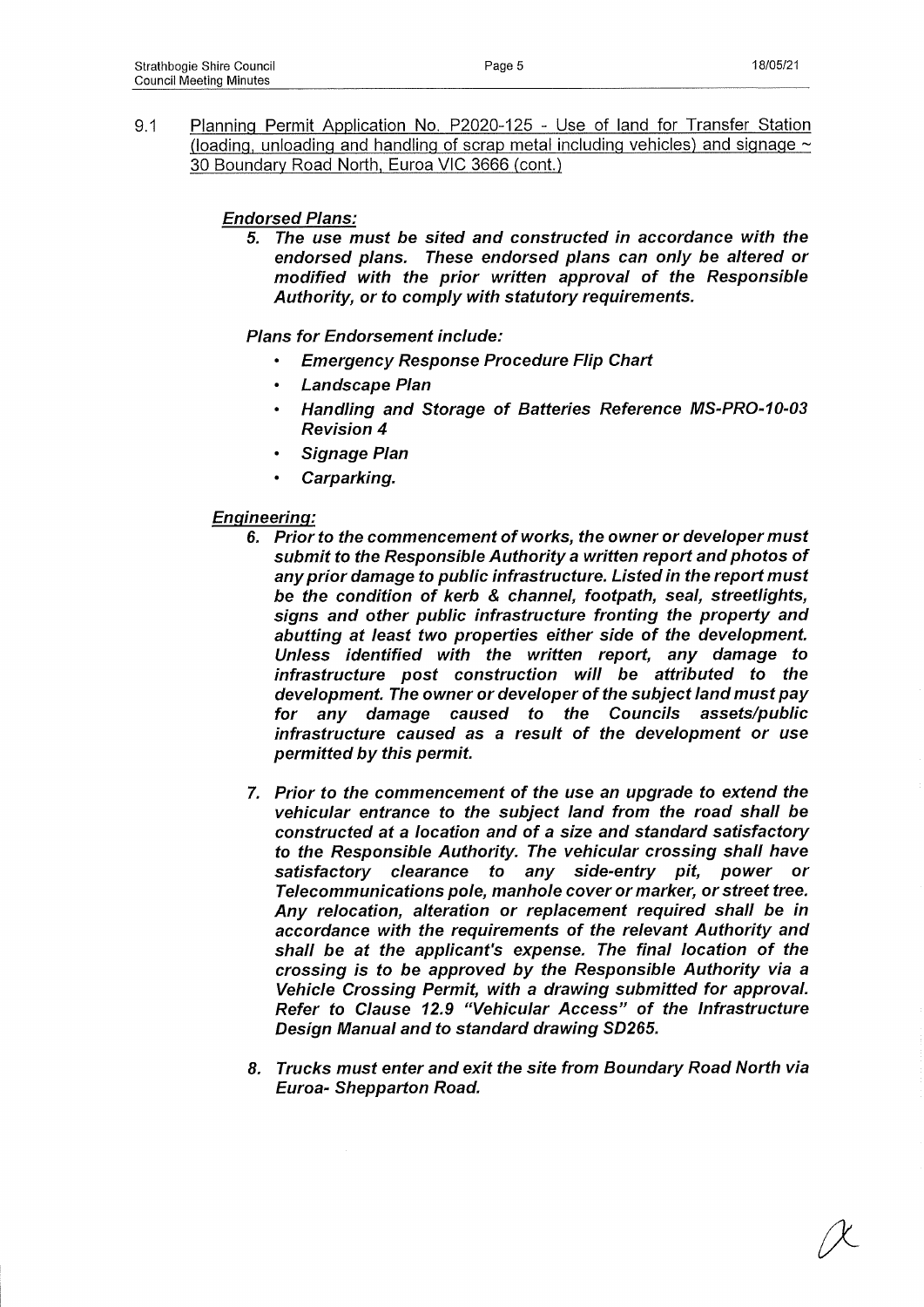9.1 Planning Permit Application No. P2020-125 - Use of land for Transfer Station (loading, unloading and handling of scrap metal including vehicles) and signage ~ 30 Boundary Road North, Euroa VIC 3666 (cont.)

***Endorsed Plans:***

5. ***The use must be sited and constructed in accordance with the endorsed plans. These endorsed plans can only be altered or modified with the prior written approval of the Responsible Authority, or to comply with statutory requirements.***

***Plans for Endorsement include:***

- ***Emergency Response Procedure Flip Chart***
- ***Landscape Plan***
- ***Handling and Storage of Batteries Reference MS-PRO-10-03 Revision 4***
- ***Signage Plan***
- ***Carparking.***

***Engineering:***

6. ***Prior to the commencement of works, the owner or developer must submit to the Responsible Authority a written report and photos of any prior damage to public infrastructure. Listed in the report must be the condition of kerb & channel, footpath, seal, streetlights, signs and other public infrastructure fronting the property and abutting at least two properties either side of the development. Unless identified with the written report, any damage to infrastructure post construction will be attributed to the development. The owner or developer of the subject land must pay for any damage caused to the Councils assets/public infrastructure caused as a result of the development or use permitted by this permit.***

7. ***Prior to the commencement of the use an upgrade to extend the vehicular entrance to the subject land from the road shall be constructed at a location and of a size and standard satisfactory to the Responsible Authority. The vehicular crossing shall have satisfactory clearance to any side-entry pit, power or Telecommunications pole, manhole cover or marker, or street tree. Any relocation, alteration or replacement required shall be in accordance with the requirements of the relevant Authority and shall be at the applicant's expense. The final location of the crossing is to be approved by the Responsible Authority via a Vehicle Crossing Permit, with a drawing submitted for approval. Refer to Clause 12.9 "Vehicular Access" of the Infrastructure Design Manual and to standard drawing SD265.***

8. ***Trucks must enter and exit the site from Boundary Road North via Euroa- Shepparton Road.***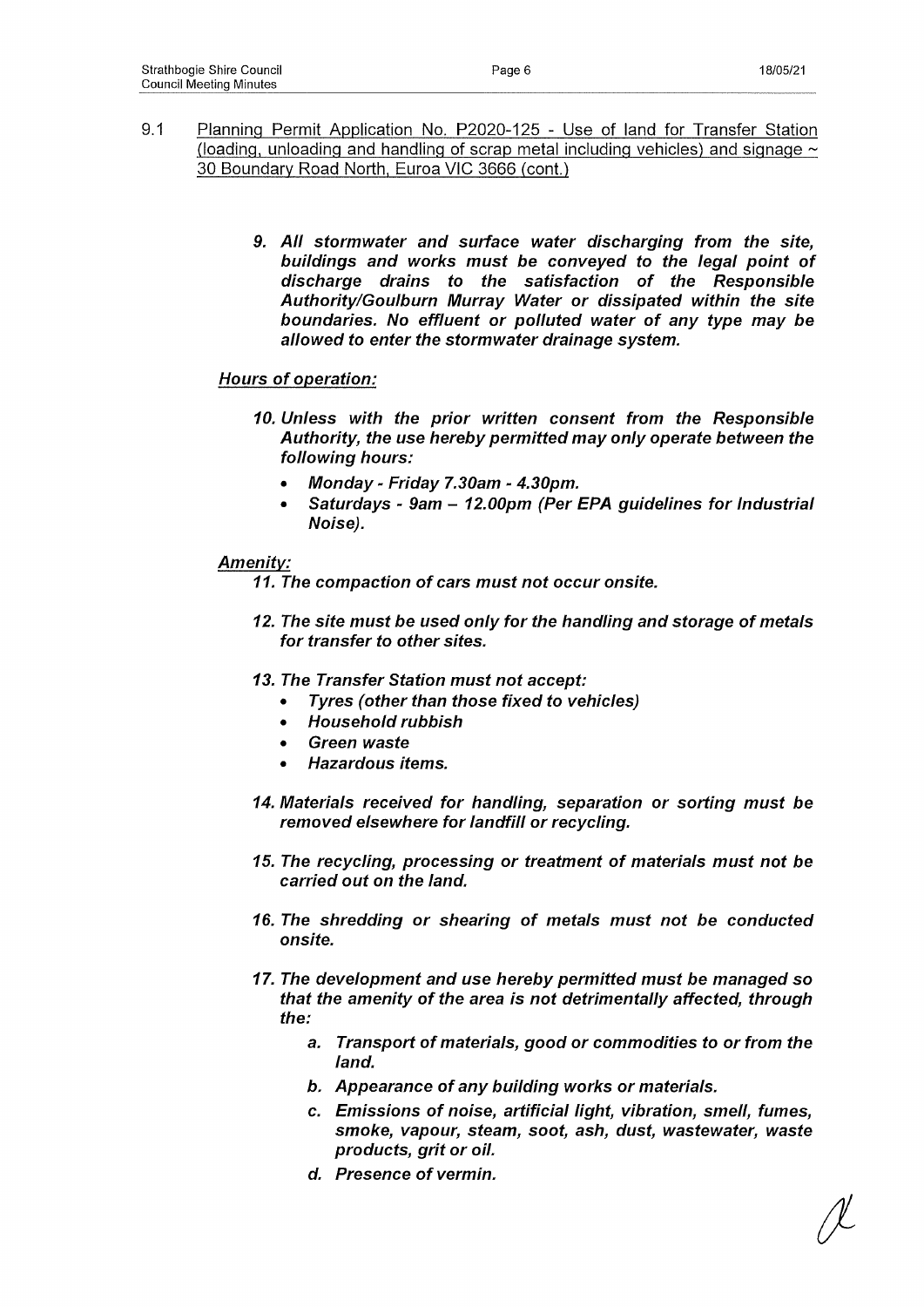9.1 Planning Permit Application No. P2020-125 - Use of land for Transfer Station (loading, unloading and handling of scrap metal including vehicles) and signage ~ 30 Boundary Road North, Euroa VIC 3666 (cont.)

***9. All stormwater and surface water discharging from the site, buildings and works must be conveyed to the legal point of discharge drains to the satisfaction of the Responsible Authority/Goulburn Murray Water or dissipated within the site boundaries. No effluent or polluted water of any type may be allowed to enter the stormwater drainage system.***

***Hours of operation:***

***10. Unless with the prior written consent from the Responsible Authority, the use hereby permitted may only operate between the following hours:***

- ***Monday - Friday 7.30am - 4.30pm.***
- ***Saturdays - 9am – 12.00pm (Per EPA guidelines for Industrial Noise).***

***Amenity:***

***11. The compaction of cars must not occur onsite.***

***12. The site must be used only for the handling and storage of metals for transfer to other sites.***

***13. The Transfer Station must not accept:***

- ***Tyres (other than those fixed to vehicles)***
- ***Household rubbish***
- ***Green waste***
- ***Hazardous items.***

***14. Materials received for handling, separation or sorting must be removed elsewhere for landfill or recycling.***

***15. The recycling, processing or treatment of materials must not be carried out on the land.***

***16. The shredding or shearing of metals must not be conducted onsite.***

***17. The development and use hereby permitted must be managed so that the amenity of the area is not detrimentally affected, through the:***

***a. Transport of materials, good or commodities to or from the land.***

***b. Appearance of any building works or materials.***

***c. Emissions of noise, artificial light, vibration, smell, fumes, smoke, vapour, steam, soot, ash, dust, wastewater, waste products, grit or oil.***

***d. Presence of vermin.***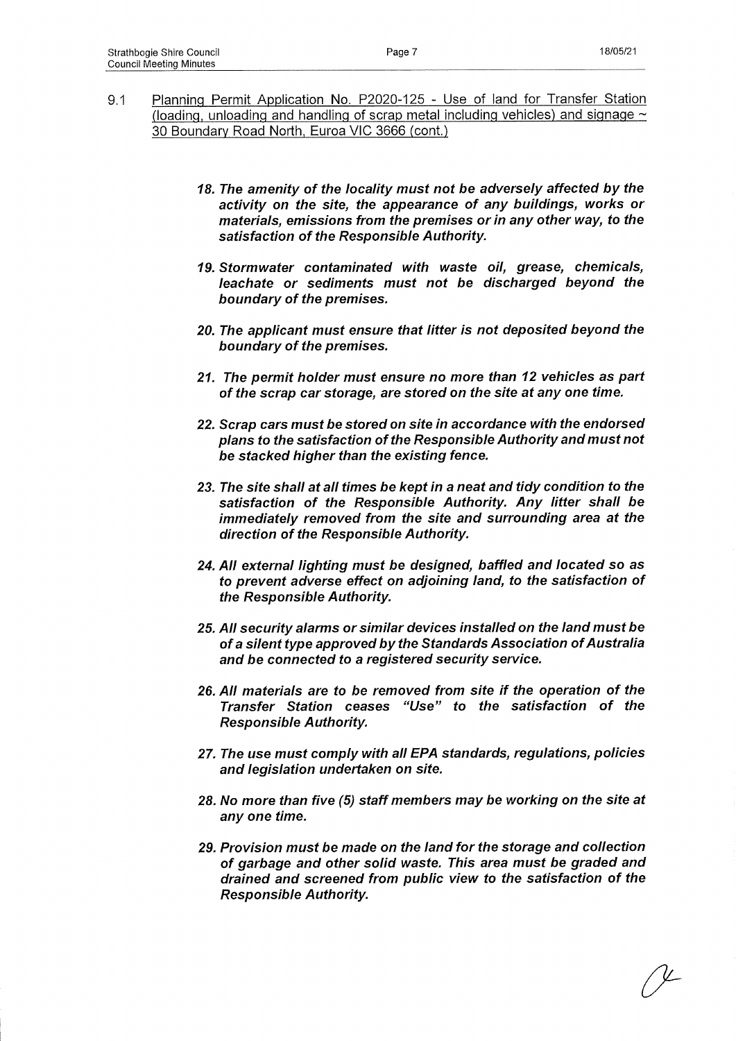9.1 Planning Permit Application No. P2020-125 - Use of land for Transfer Station (loading, unloading and handling of scrap metal including vehicles) and signage ~ 30 Boundary Road North, Euroa VIC 3666 (cont.)

*18. The amenity of the locality must not be adversely affected by the activity on the site, the appearance of any buildings, works or materials, emissions from the premises or in any other way, to the satisfaction of the Responsible Authority.*

*19. Stormwater contaminated with waste oil, grease, chemicals, leachate or sediments must not be discharged beyond the boundary of the premises.*

*20. The applicant must ensure that litter is not deposited beyond the boundary of the premises.*

*21. The permit holder must ensure no more than 12 vehicles as part of the scrap car storage, are stored on the site at any one time.*

*22. Scrap cars must be stored on site in accordance with the endorsed plans to the satisfaction of the Responsible Authority and must not be stacked higher than the existing fence.*

*23. The site shall at all times be kept in a neat and tidy condition to the satisfaction of the Responsible Authority. Any litter shall be immediately removed from the site and surrounding area at the direction of the Responsible Authority.*

*24. All external lighting must be designed, baffled and located so as to prevent adverse effect on adjoining land, to the satisfaction of the Responsible Authority.*

*25. All security alarms or similar devices installed on the land must be of a silent type approved by the Standards Association of Australia and be connected to a registered security service.*

*26. All materials are to be removed from site if the operation of the Transfer Station ceases "Use" to the satisfaction of the Responsible Authority.*

*27. The use must comply with all EPA standards, regulations, policies and legislation undertaken on site.*

*28. No more than five (5) staff members may be working on the site at any one time.*

*29. Provision must be made on the land for the storage and collection of garbage and other solid waste. This area must be graded and drained and screened from public view to the satisfaction of the Responsible Authority.*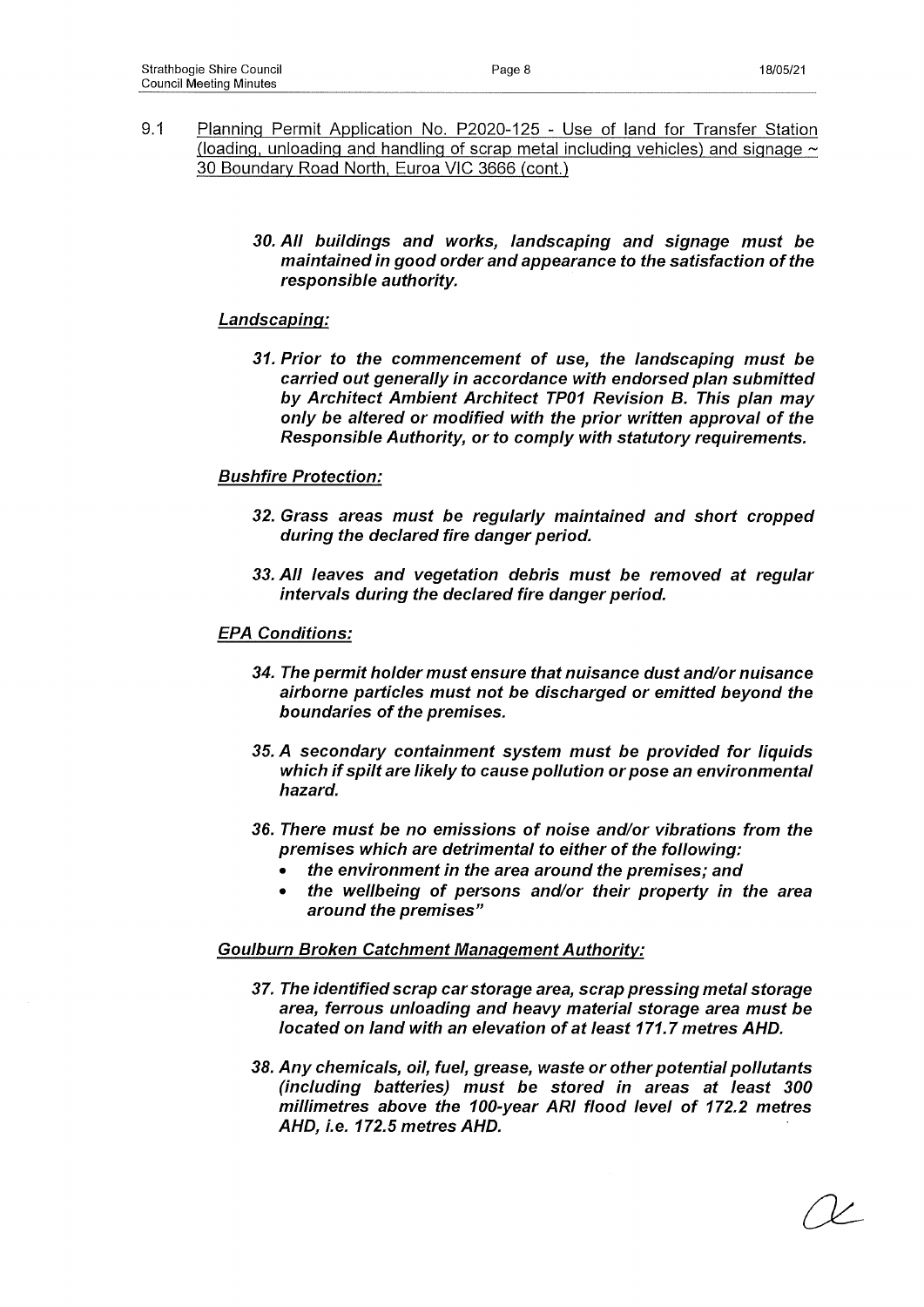9.1 <u>Planning Permit Application No. P2020-125 - Use of land for Transfer Station (loading, unloading and handling of scrap metal including vehicles) and signage ~ 30 Boundary Road North, Euroa VIC 3666 (cont.)</u>

> ***30. All buildings and works, landscaping and signage must be maintained in good order and appearance to the satisfaction of the responsible authority.***

***Landscaping:***

> ***31. Prior to the commencement of use, the landscaping must be carried out generally in accordance with endorsed plan submitted by Architect Ambient Architect TP01 Revision B. This plan may only be altered or modified with the prior written approval of the Responsible Authority, or to comply with statutory requirements.***

***Bushfire Protection:***

> ***32. Grass areas must be regularly maintained and short cropped during the declared fire danger period.***
>
> ***33. All leaves and vegetation debris must be removed at regular intervals during the declared fire danger period.***

***EPA Conditions:***

> ***34. The permit holder must ensure that nuisance dust and/or nuisance airborne particles must not be discharged or emitted beyond the boundaries of the premises.***
>
> ***35. A secondary containment system must be provided for liquids which if spilt are likely to cause pollution or pose an environmental hazard.***
>
> ***36. There must be no emissions of noise and/or vibrations from the premises which are detrimental to either of the following:***
> - ***the environment in the area around the premises; and***
> - ***the wellbeing of persons and/or their property in the area around the premises"***

***Goulburn Broken Catchment Management Authority:***

> ***37. The identified scrap car storage area, scrap pressing metal storage area, ferrous unloading and heavy material storage area must be located on land with an elevation of at least 171.7 metres AHD.***
>
> ***38. Any chemicals, oil, fuel, grease, waste or other potential pollutants (including batteries) must be stored in areas at least 300 millimetres above the 100-year ARI flood level of 172.2 metres AHD, i.e. 172.5 metres AHD.***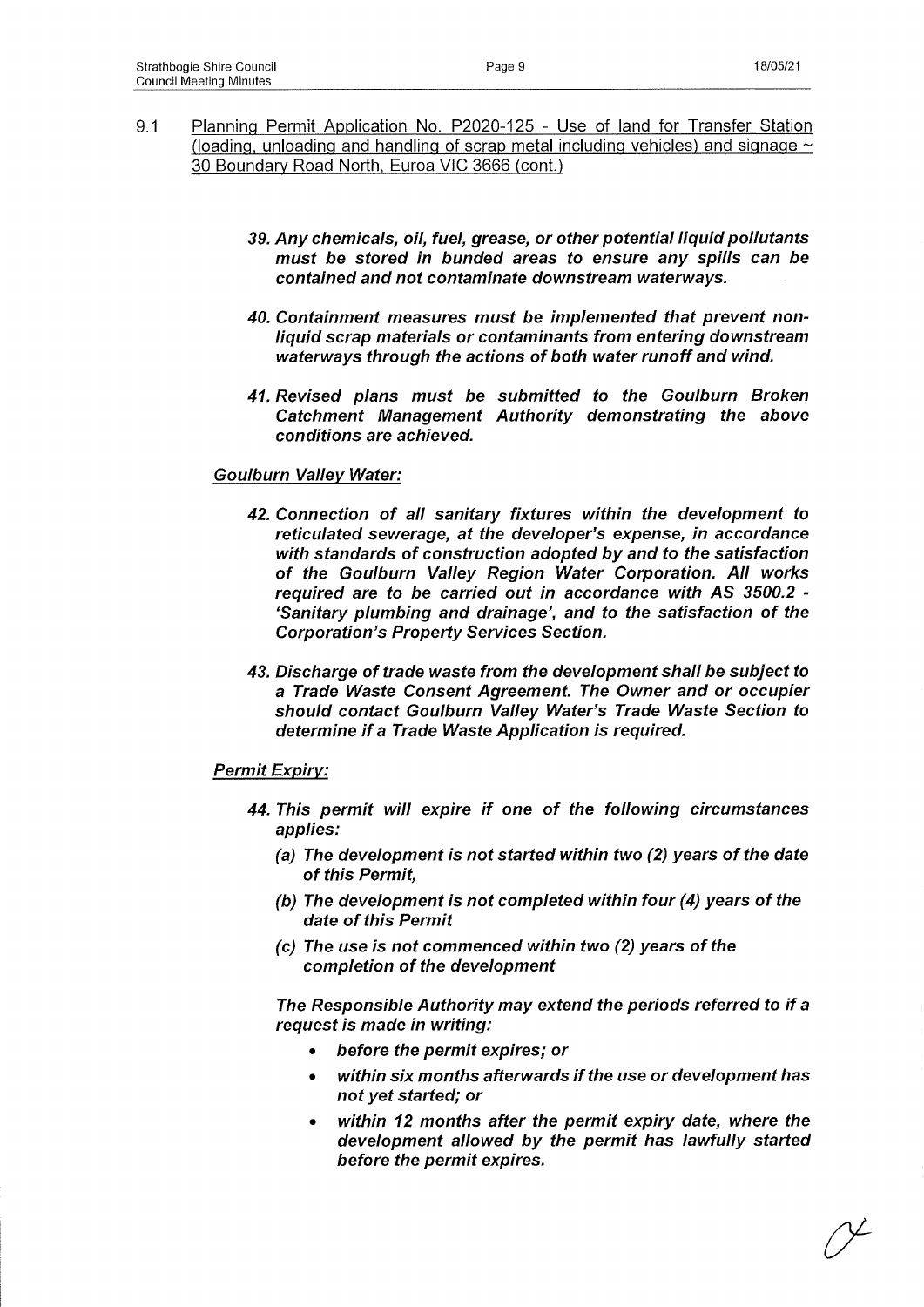9.1 Planning Permit Application No. P2020-125 - Use of land for Transfer Station (loading, unloading and handling of scrap metal including vehicles) and signage ~ 30 Boundary Road North, Euroa VIC 3666 (cont.)

***39. Any chemicals, oil, fuel, grease, or other potential liquid pollutants must be stored in bunded areas to ensure any spills can be contained and not contaminate downstream waterways.***

***40. Containment measures must be implemented that prevent non-liquid scrap materials or contaminants from entering downstream waterways through the actions of both water runoff and wind.***

***41. Revised plans must be submitted to the Goulburn Broken Catchment Management Authority demonstrating the above conditions are achieved.***

*Goulburn Valley Water:*

***42. Connection of all sanitary fixtures within the development to reticulated sewerage, at the developer's expense, in accordance with standards of construction adopted by and to the satisfaction of the Goulburn Valley Region Water Corporation. All works required are to be carried out in accordance with AS 3500.2 - 'Sanitary plumbing and drainage', and to the satisfaction of the Corporation's Property Services Section.***

***43. Discharge of trade waste from the development shall be subject to a Trade Waste Consent Agreement. The Owner and or occupier should contact Goulburn Valley Water's Trade Waste Section to determine if a Trade Waste Application is required.***

*Permit Expiry:*

***44. This permit will expire if one of the following circumstances applies:***

***(a) The development is not started within two (2) years of the date of this Permit,***

***(b) The development is not completed within four (4) years of the date of this Permit***

***(c) The use is not commenced within two (2) years of the completion of the development***

***The Responsible Authority may extend the periods referred to if a request is made in writing:***

- ***before the permit expires; or***
- ***within six months afterwards if the use or development has not yet started; or***
- ***within 12 months after the permit expiry date, where the development allowed by the permit has lawfully started before the permit expires.***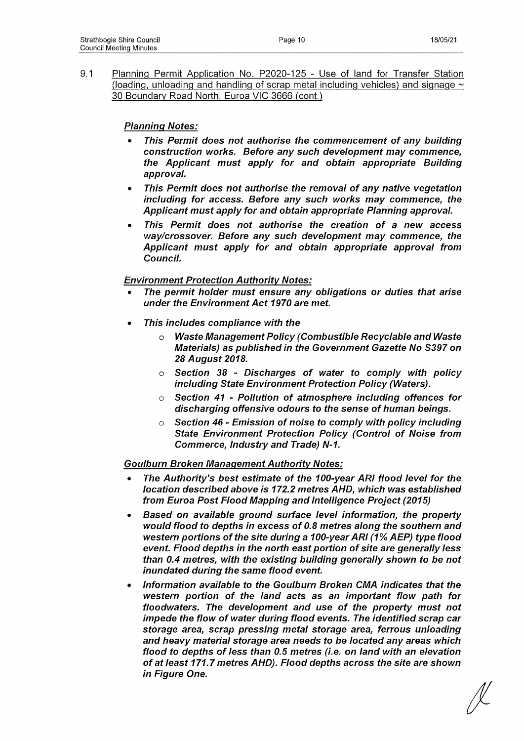9.1 Planning Permit Application No. P2020-125 - Use of land for Transfer Station (loading, unloading and handling of scrap metal including vehicles) and signage ~ 30 Boundary Road North, Euroa VIC 3666 (cont.)

***Planning Notes:***

- ***This Permit does not authorise the commencement of any building construction works. Before any such development may commence, the Applicant must apply for and obtain appropriate Building approval.***
- ***This Permit does not authorise the removal of any native vegetation including for access. Before any such works may commence, the Applicant must apply for and obtain appropriate Planning approval.***
- ***This Permit does not authorise the creation of a new access way/crossover. Before any such development may commence, the Applicant must apply for and obtain appropriate approval from Council.***

***Environment Protection Authority Notes:***

- ***The permit holder must ensure any obligations or duties that arise under the Environment Act 1970 are met.***
- ***This includes compliance with the***
  - ***Waste Management Policy (Combustible Recyclable and Waste Materials) as published in the Government Gazette No S397 on 28 August 2018.***
  - ***Section 38 - Discharges of water to comply with policy including State Environment Protection Policy (Waters).***
  - ***Section 41 - Pollution of atmosphere including offences for discharging offensive odours to the sense of human beings.***
  - ***Section 46 - Emission of noise to comply with policy including State Environment Protection Policy (Control of Noise from Commerce, Industry and Trade) N-1.***

***Goulburn Broken Management Authority Notes:***

- ***The Authority's best estimate of the 100-year ARI flood level for the location described above is 172.2 metres AHD, which was established from Euroa Post Flood Mapping and Intelligence Project (2015)***
- ***Based on available ground surface level information, the property would flood to depths in excess of 0.8 metres along the southern and western portions of the site during a 100-year ARI (1% AEP) type flood event. Flood depths in the north east portion of site are generally less than 0.4 metres, with the existing building generally shown to be not inundated during the same flood event.***
- ***Information available to the Goulburn Broken CMA indicates that the western portion of the land acts as an important flow path for floodwaters. The development and use of the property must not impede the flow of water during flood events. The identified scrap car storage area, scrap pressing metal storage area, ferrous unloading and heavy material storage area needs to be located any areas which flood to depths of less than 0.5 metres (i.e. on land with an elevation of at least 171.7 metres AHD). Flood depths across the site are shown in Figure One.***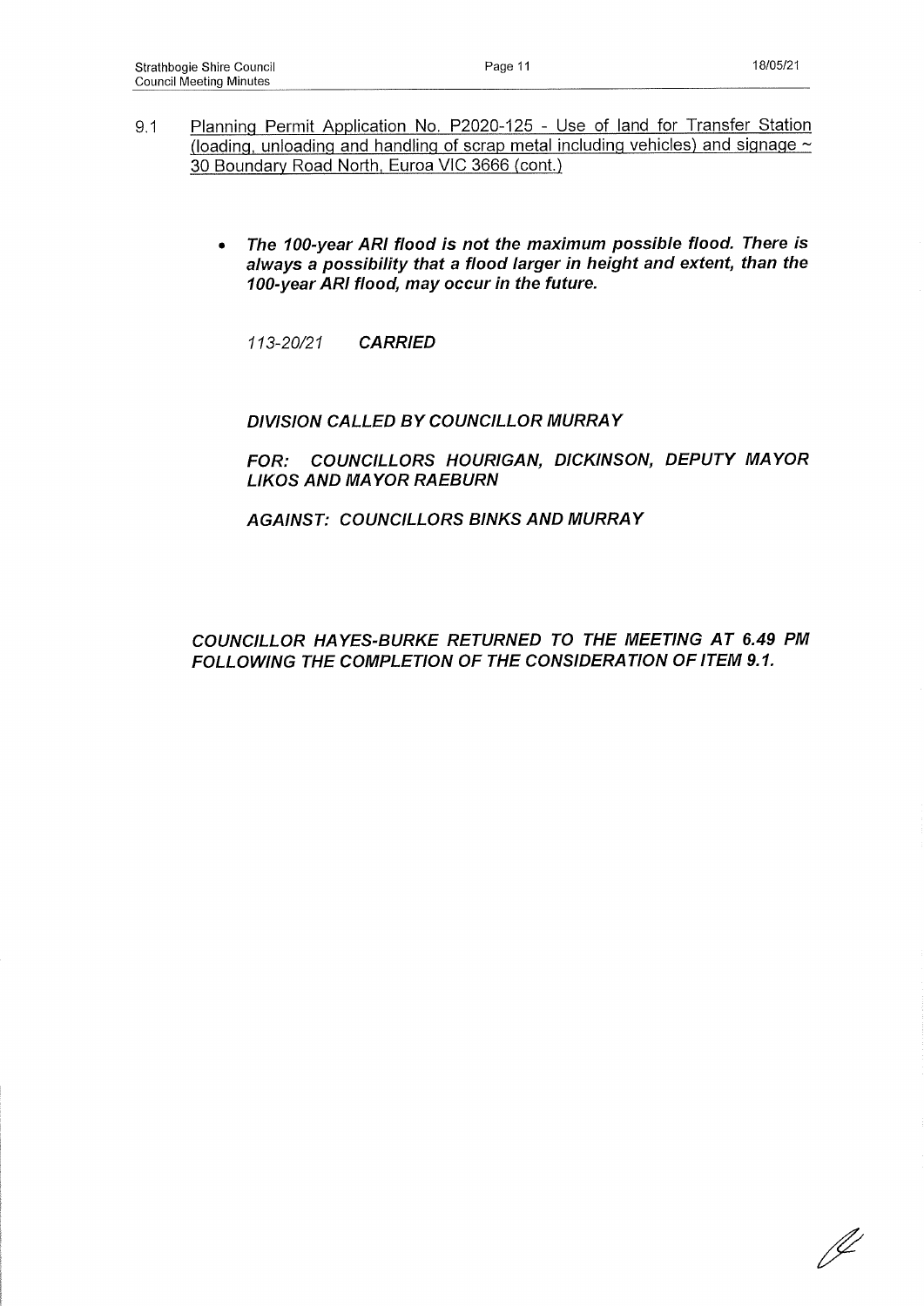9.1 <u>Planning Permit Application No. P2020-125 - Use of land for Transfer Station (loading, unloading and handling of scrap metal including vehicles) and signage ~ 30 Boundary Road North, Euroa VIC 3666 (cont.)</u>

- ***The 100-year ARI flood is not the maximum possible flood. There is always a possibility that a flood larger in height and extent, than the 100-year ARI flood, may occur in the future.***

*113-20/21* ***CARRIED***

***DIVISION CALLED BY COUNCILLOR MURRAY***

***FOR: COUNCILLORS HOURIGAN, DICKINSON, DEPUTY MAYOR LIKOS AND MAYOR RAEBURN***

***AGAINST: COUNCILLORS BINKS AND MURRAY***

***COUNCILLOR HAYES-BURKE RETURNED TO THE MEETING AT 6.49 PM FOLLOWING THE COMPLETION OF THE CONSIDERATION OF ITEM 9.1.***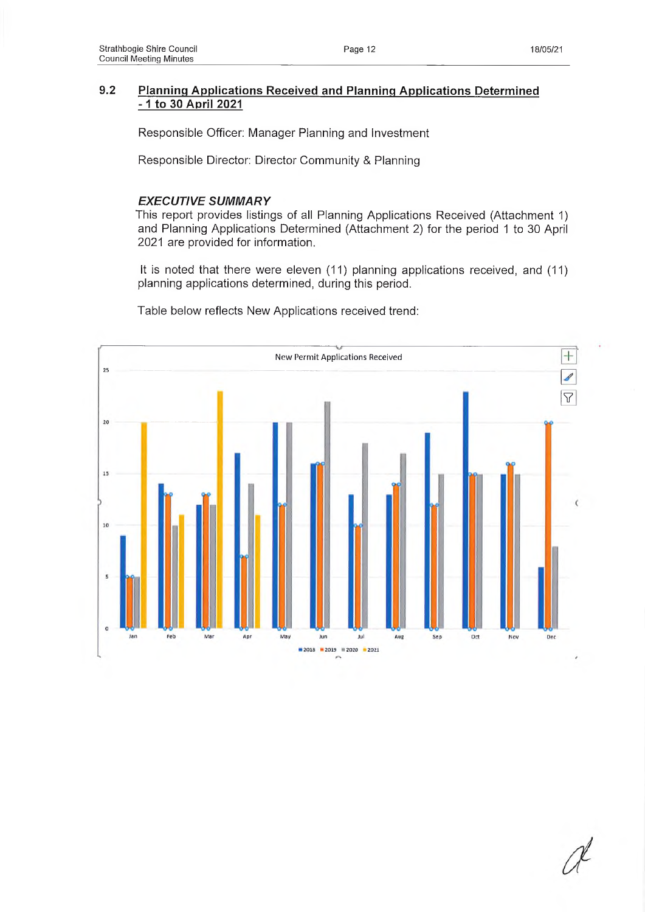## 9.2 Planning Applications Received and Planning Applications Determined - 1 to 30 April 2021

Responsible Officer: Manager Planning and Investment

Responsible Director: Director Community & Planning

### *EXECUTIVE SUMMARY*

This report provides listings of all Planning Applications Received (Attachment 1) and Planning Applications Determined (Attachment 2) for the period 1 to 30 April 2021 are provided for information.

It is noted that there were eleven (11) planning applications received, and (11) planning applications determined, during this period.

Table below reflects New Applications received trend:

New Permit Applications Received

| Month | 2018 | 2019 | 2020 | 2021 |
|---|---|---|---|---|
| Jan | 9 | 5 | 5 | 20 |
| Feb | 14 | 13 | 10 | 11 |
| Mar | 12 | 13 | 12 | 23 |
| Apr | 17 | 7 | 14 | 11 |
| May | 20 | 12 | 20 | |
| Jun | 16 | 16 | 22 | |
| Jul | 13 | 10 | 18 | |
| Aug | 13 | 14 | 17 | |
| Sep | 19 | 12 | 15 | |
| Oct | 23 | 15 | 15 | |
| Nov | 15 | 16 | 15 | |
| Dec | 6 | 20 | 8 | |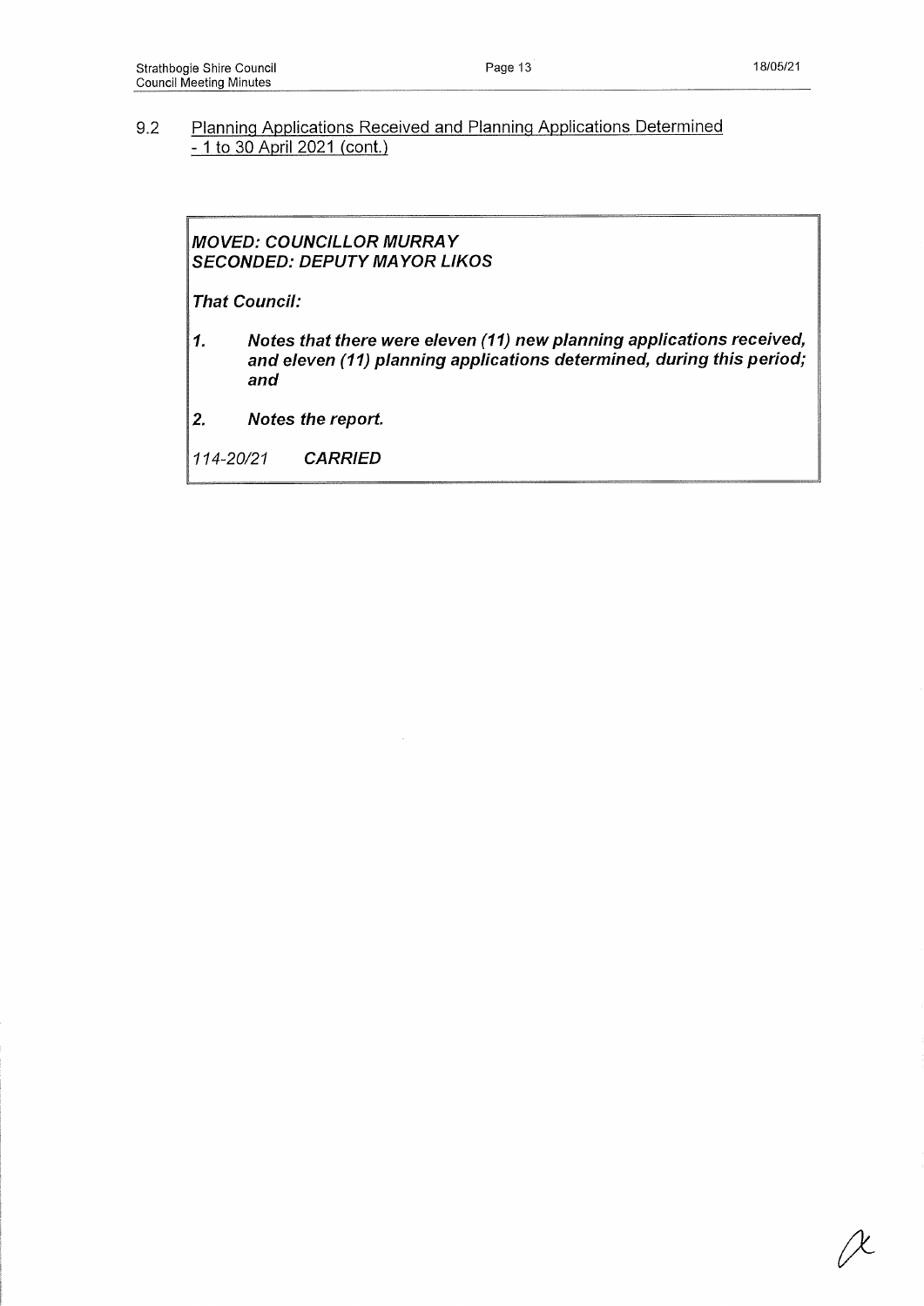## 9.2 Planning Applications Received and Planning Applications Determined - 1 to 30 April 2021 (cont.)

***MOVED: COUNCILLOR MURRAY***
***SECONDED: DEPUTY MAYOR LIKOS***

***That Council:***

1. ***Notes that there were eleven (11) new planning applications received, and eleven (11) planning applications determined, during this period; and***
2. ***Notes the report.***

*114-20/21* ***CARRIED***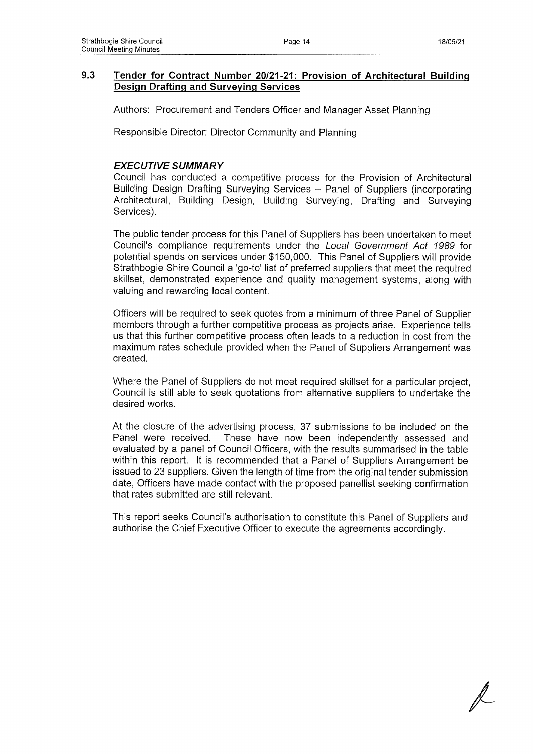## 9.3 Tender for Contract Number 20/21-21: Provision of Architectural Building Design Drafting and Surveying Services

Authors: Procurement and Tenders Officer and Manager Asset Planning

Responsible Director: Director Community and Planning

### *EXECUTIVE SUMMARY*

Council has conducted a competitive process for the Provision of Architectural Building Design Drafting Surveying Services – Panel of Suppliers (incorporating Architectural, Building Design, Building Surveying, Drafting and Surveying Services).

The public tender process for this Panel of Suppliers has been undertaken to meet Council's compliance requirements under the *Local Government Act 1989* for potential spends on services under $150,000. This Panel of Suppliers will provide Strathbogie Shire Council a 'go-to' list of preferred suppliers that meet the required skillset, demonstrated experience and quality management systems, along with valuing and rewarding local content.

Officers will be required to seek quotes from a minimum of three Panel of Supplier members through a further competitive process as projects arise. Experience tells us that this further competitive process often leads to a reduction in cost from the maximum rates schedule provided when the Panel of Suppliers Arrangement was created.

Where the Panel of Suppliers do not meet required skillset for a particular project, Council is still able to seek quotations from alternative suppliers to undertake the desired works.

At the closure of the advertising process, 37 submissions to be included on the Panel were received. These have now been independently assessed and evaluated by a panel of Council Officers, with the results summarised in the table within this report. It is recommended that a Panel of Suppliers Arrangement be issued to 23 suppliers. Given the length of time from the original tender submission date, Officers have made contact with the proposed panellist seeking confirmation that rates submitted are still relevant.

This report seeks Council's authorisation to constitute this Panel of Suppliers and authorise the Chief Executive Officer to execute the agreements accordingly.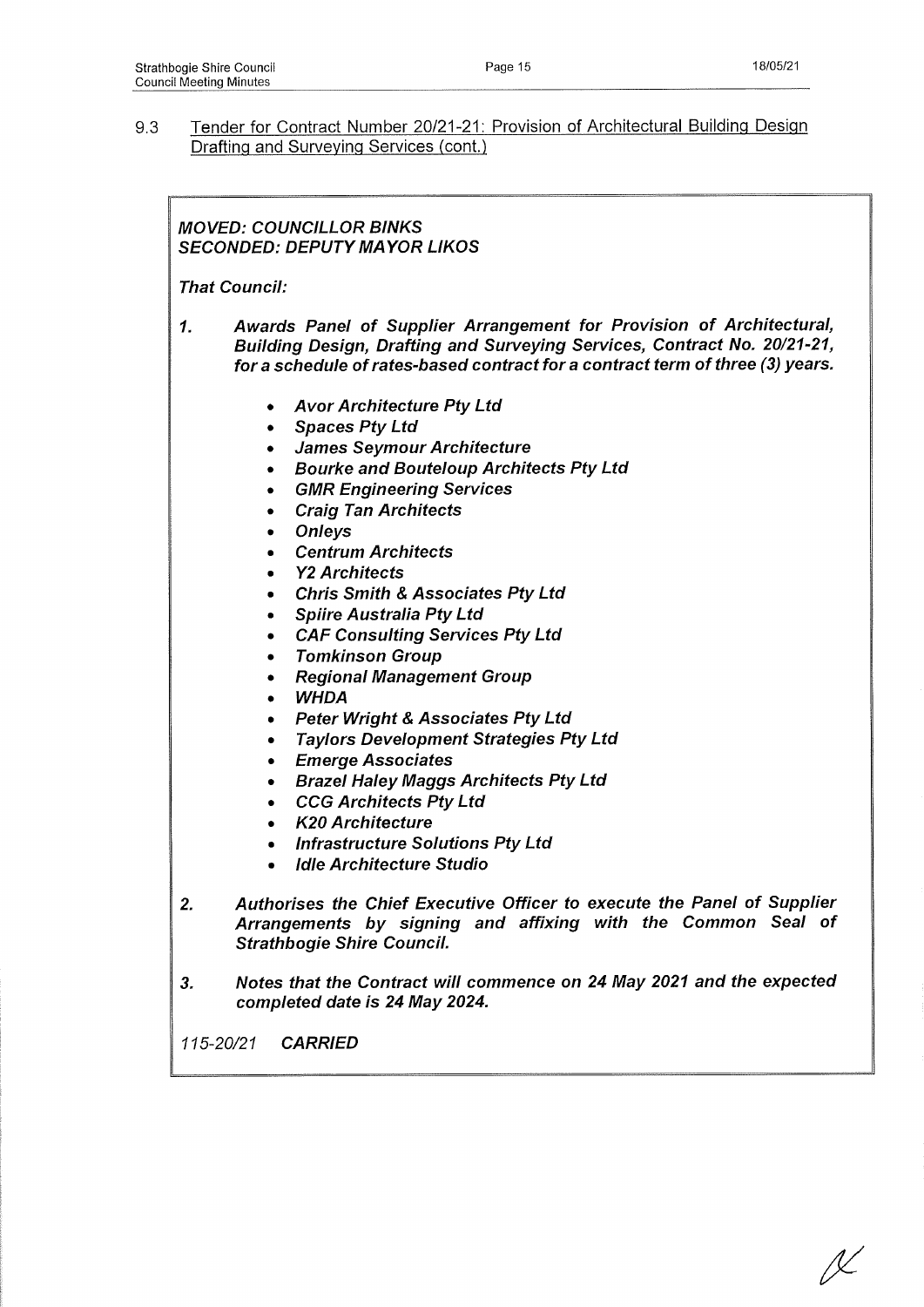9.3 Tender for Contract Number 20/21-21: Provision of Architectural Building Design Drafting and Surveying Services (cont.)

***MOVED: COUNCILLOR BINKS***
***SECONDED: DEPUTY MAYOR LIKOS***

***That Council:***

1. ***Awards Panel of Supplier Arrangement for Provision of Architectural, Building Design, Drafting and Surveying Services, Contract No. 20/21-21, for a schedule of rates-based contract for a contract term of three (3) years.***

   - ***Avor Architecture Pty Ltd***
   - ***Spaces Pty Ltd***
   - ***James Seymour Architecture***
   - ***Bourke and Bouteloup Architects Pty Ltd***
   - ***GMR Engineering Services***
   - ***Craig Tan Architects***
   - ***Onleys***
   - ***Centrum Architects***
   - ***Y2 Architects***
   - ***Chris Smith & Associates Pty Ltd***
   - ***Spiire Australia Pty Ltd***
   - ***CAF Consulting Services Pty Ltd***
   - ***Tomkinson Group***
   - ***Regional Management Group***
   - ***WHDA***
   - ***Peter Wright & Associates Pty Ltd***
   - ***Taylors Development Strategies Pty Ltd***
   - ***Emerge Associates***
   - ***Brazel Haley Maggs Architects Pty Ltd***
   - ***CCG Architects Pty Ltd***
   - ***K20 Architecture***
   - ***Infrastructure Solutions Pty Ltd***
   - ***Idle Architecture Studio***

2. ***Authorises the Chief Executive Officer to execute the Panel of Supplier Arrangements by signing and affixing with the Common Seal of Strathbogie Shire Council.***

3. ***Notes that the Contract will commence on 24 May 2021 and the expected completed date is 24 May 2024.***

*115-20/21* ***CARRIED***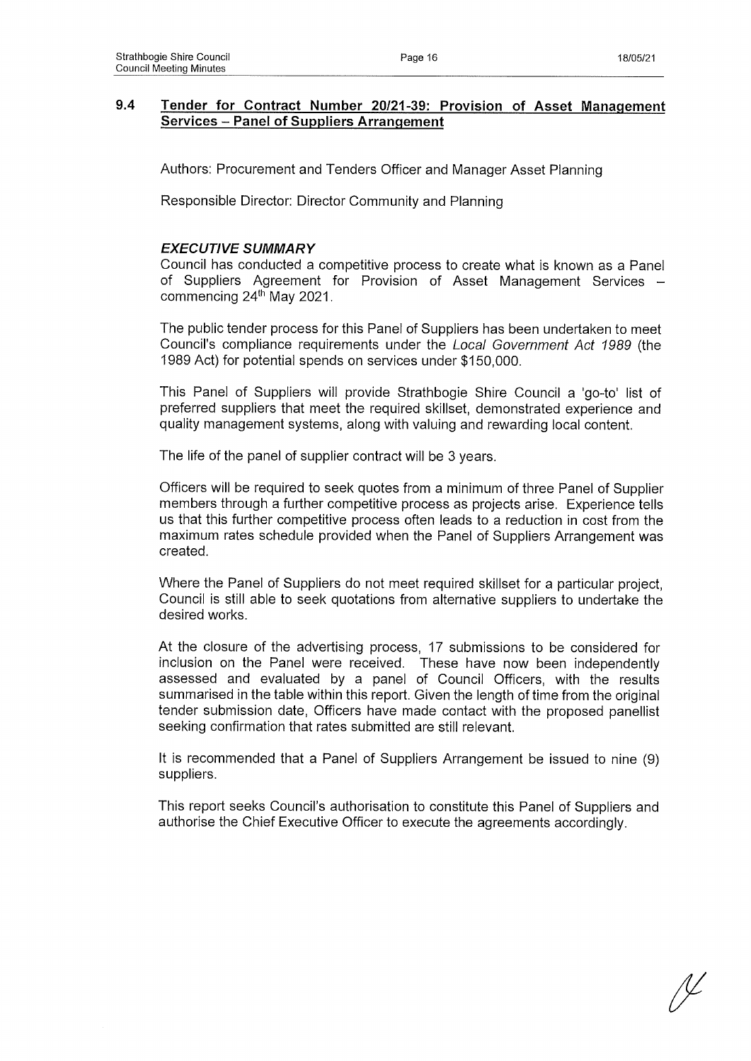## 9.4 Tender for Contract Number 20/21-39: Provision of Asset Management Services – Panel of Suppliers Arrangement

Authors: Procurement and Tenders Officer and Manager Asset Planning

Responsible Director: Director Community and Planning

### *EXECUTIVE SUMMARY*

Council has conducted a competitive process to create what is known as a Panel of Suppliers Agreement for Provision of Asset Management Services – commencing 24th May 2021.

The public tender process for this Panel of Suppliers has been undertaken to meet Council's compliance requirements under the *Local Government Act 1989* (the 1989 Act) for potential spends on services under $150,000.

This Panel of Suppliers will provide Strathbogie Shire Council a 'go-to' list of preferred suppliers that meet the required skillset, demonstrated experience and quality management systems, along with valuing and rewarding local content.

The life of the panel of supplier contract will be 3 years.

Officers will be required to seek quotes from a minimum of three Panel of Supplier members through a further competitive process as projects arise. Experience tells us that this further competitive process often leads to a reduction in cost from the maximum rates schedule provided when the Panel of Suppliers Arrangement was created.

Where the Panel of Suppliers do not meet required skillset for a particular project, Council is still able to seek quotations from alternative suppliers to undertake the desired works.

At the closure of the advertising process, 17 submissions to be considered for inclusion on the Panel were received. These have now been independently assessed and evaluated by a panel of Council Officers, with the results summarised in the table within this report. Given the length of time from the original tender submission date, Officers have made contact with the proposed panellist seeking confirmation that rates submitted are still relevant.

It is recommended that a Panel of Suppliers Arrangement be issued to nine (9) suppliers.

This report seeks Council's authorisation to constitute this Panel of Suppliers and authorise the Chief Executive Officer to execute the agreements accordingly.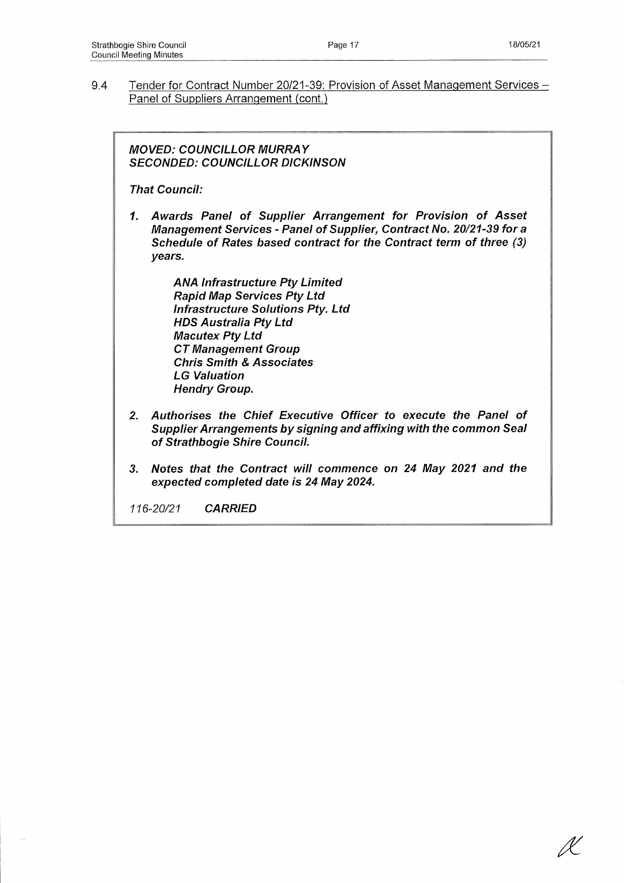9.4 Tender for Contract Number 20/21-39: Provision of Asset Management Services – Panel of Suppliers Arrangement (cont.)

***MOVED: COUNCILLOR MURRAY***
***SECONDED: COUNCILLOR DICKINSON***

***That Council:***

1. ***Awards Panel of Supplier Arrangement for Provision of Asset Management Services - Panel of Supplier, Contract No. 20/21-39 for a Schedule of Rates based contract for the Contract term of three (3) years.***

   ***ANA Infrastructure Pty Limited***
   ***Rapid Map Services Pty Ltd***
   ***Infrastructure Solutions Pty. Ltd***
   ***HDS Australia Pty Ltd***
   ***Macutex Pty Ltd***
   ***CT Management Group***
   ***Chris Smith & Associates***
   ***LG Valuation***
   ***Hendry Group.***

2. ***Authorises the Chief Executive Officer to execute the Panel of Supplier Arrangements by signing and affixing with the common Seal of Strathbogie Shire Council.***

3. ***Notes that the Contract will commence on 24 May 2021 and the expected completed date is 24 May 2024.***

*116-20/21* ***CARRIED***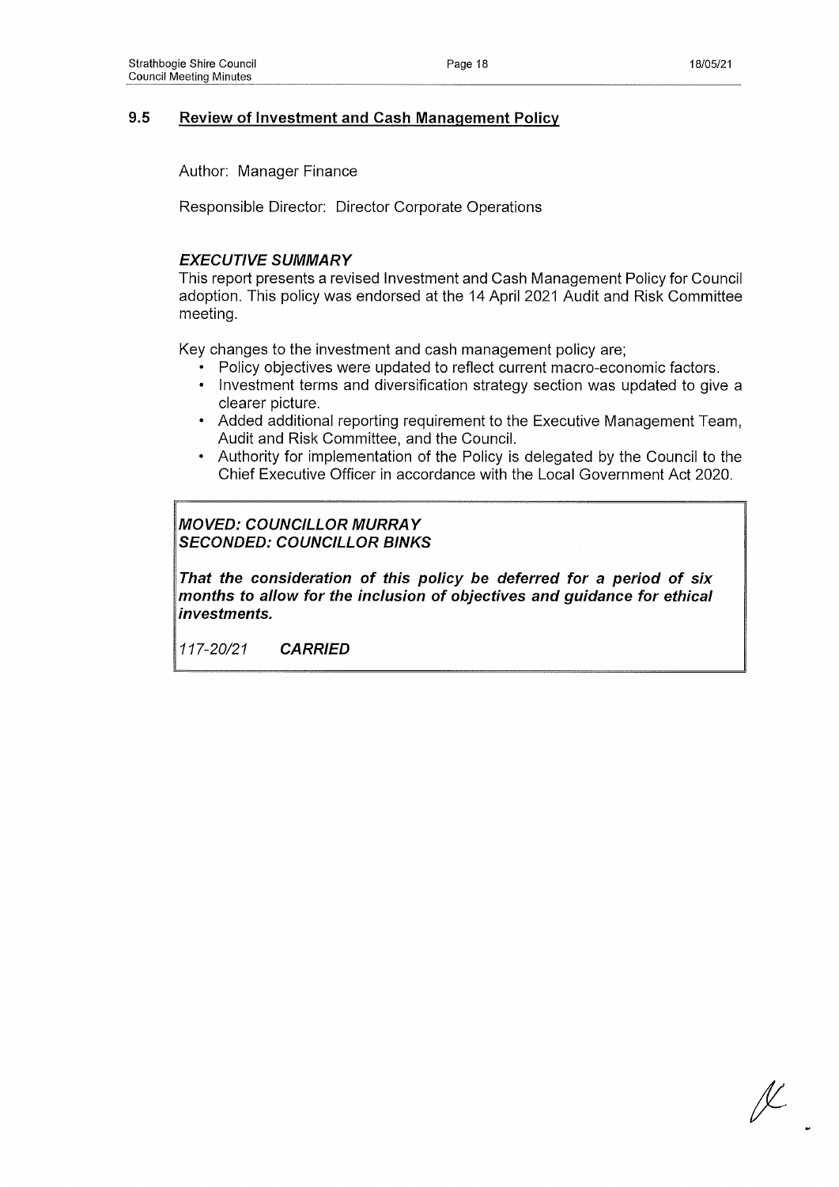## 9.5 Review of Investment and Cash Management Policy

Author: Manager Finance

Responsible Director: Director Corporate Operations

### *EXECUTIVE SUMMARY*

This report presents a revised Investment and Cash Management Policy for Council adoption. This policy was endorsed at the 14 April 2021 Audit and Risk Committee meeting.

Key changes to the investment and cash management policy are;

- Policy objectives were updated to reflect current macro-economic factors.
- Investment terms and diversification strategy section was updated to give a clearer picture.
- Added additional reporting requirement to the Executive Management Team, Audit and Risk Committee, and the Council.
- Authority for implementation of the Policy is delegated by the Council to the Chief Executive Officer in accordance with the Local Government Act 2020.

***MOVED: COUNCILLOR MURRAY***
***SECONDED: COUNCILLOR BINKS***

***That the consideration of this policy be deferred for a period of six months to allow for the inclusion of objectives and guidance for ethical investments.***

*117-20/21* ***CARRIED***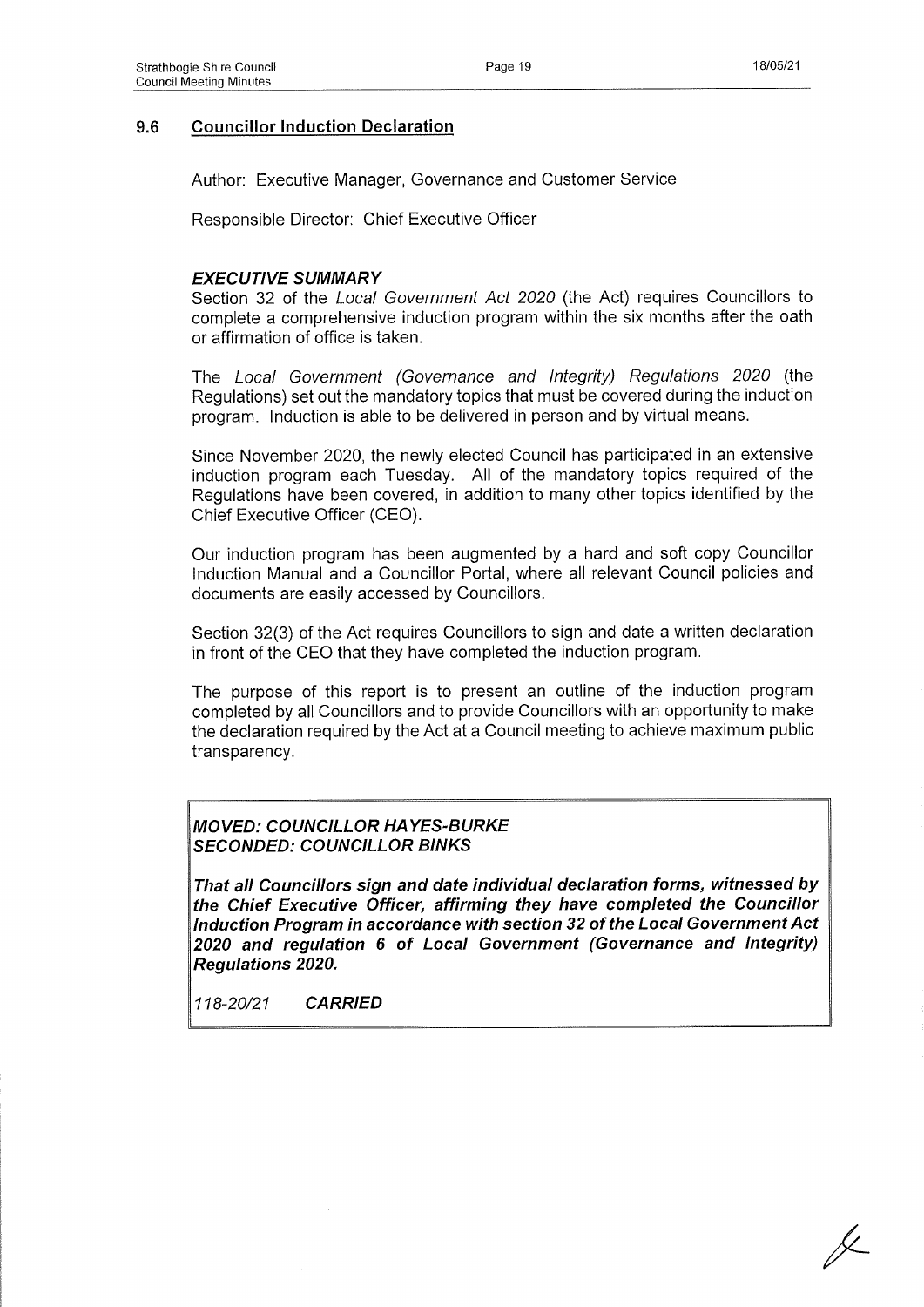## 9.6 Councillor Induction Declaration

Author: Executive Manager, Governance and Customer Service

Responsible Director: Chief Executive Officer

### *EXECUTIVE SUMMARY*

Section 32 of the *Local Government Act 2020* (the Act) requires Councillors to complete a comprehensive induction program within the six months after the oath or affirmation of office is taken.

The *Local Government (Governance and Integrity) Regulations 2020* (the Regulations) set out the mandatory topics that must be covered during the induction program. Induction is able to be delivered in person and by virtual means.

Since November 2020, the newly elected Council has participated in an extensive induction program each Tuesday. All of the mandatory topics required of the Regulations have been covered, in addition to many other topics identified by the Chief Executive Officer (CEO).

Our induction program has been augmented by a hard and soft copy Councillor Induction Manual and a Councillor Portal, where all relevant Council policies and documents are easily accessed by Councillors.

Section 32(3) of the Act requires Councillors to sign and date a written declaration in front of the CEO that they have completed the induction program.

The purpose of this report is to present an outline of the induction program completed by all Councillors and to provide Councillors with an opportunity to make the declaration required by the Act at a Council meeting to achieve maximum public transparency.

***MOVED: COUNCILLOR HAYES-BURKE***
***SECONDED: COUNCILLOR BINKS***

***That all Councillors sign and date individual declaration forms, witnessed by the Chief Executive Officer, affirming they have completed the Councillor Induction Program in accordance with section 32 of the Local Government Act 2020 and regulation 6 of Local Government (Governance and Integrity) Regulations 2020.***

*118-20/21* ***CARRIED***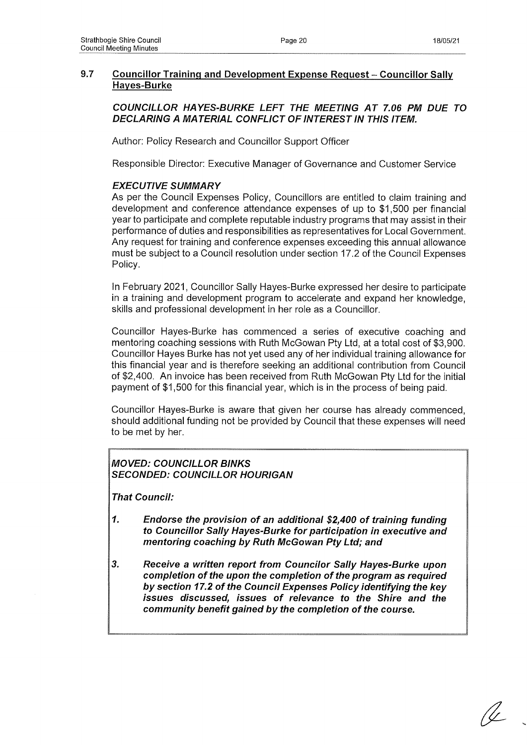## 9.7 Councillor Training and Development Expense Request – Councillor Sally Hayes-Burke

***COUNCILLOR HAYES-BURKE LEFT THE MEETING AT 7.06 PM DUE TO DECLARING A MATERIAL CONFLICT OF INTEREST IN THIS ITEM.***

Author: Policy Research and Councillor Support Officer

Responsible Director: Executive Manager of Governance and Customer Service

### *EXECUTIVE SUMMARY*

As per the Council Expenses Policy, Councillors are entitled to claim training and development and conference attendance expenses of up to $1,500 per financial year to participate and complete reputable industry programs that may assist in their performance of duties and responsibilities as representatives for Local Government. Any request for training and conference expenses exceeding this annual allowance must be subject to a Council resolution under section 17.2 of the Council Expenses Policy.

In February 2021, Councillor Sally Hayes-Burke expressed her desire to participate in a training and development program to accelerate and expand her knowledge, skills and professional development in her role as a Councillor.

Councillor Hayes-Burke has commenced a series of executive coaching and mentoring coaching sessions with Ruth McGowan Pty Ltd, at a total cost of $3,900. Councillor Hayes Burke has not yet used any of her individual training allowance for this financial year and is therefore seeking an additional contribution from Council of $2,400. An invoice has been received from Ruth McGowan Pty Ltd for the initial payment of $1,500 for this financial year, which is in the process of being paid.

Councillor Hayes-Burke is aware that given her course has already commenced, should additional funding not be provided by Council that these expenses will need to be met by her.

***MOVED: COUNCILLOR BINKS***
***SECONDED: COUNCILLOR HOURIGAN***

***That Council:***

***1. Endorse the provision of an additional $2,400 of training funding to Councillor Sally Hayes-Burke for participation in executive and mentoring coaching by Ruth McGowan Pty Ltd; and***

***3. Receive a written report from Councilor Sally Hayes-Burke upon completion of the upon the completion of the program as required by section 17.2 of the Council Expenses Policy identifying the key issues discussed, issues of relevance to the Shire and the community benefit gained by the completion of the course.***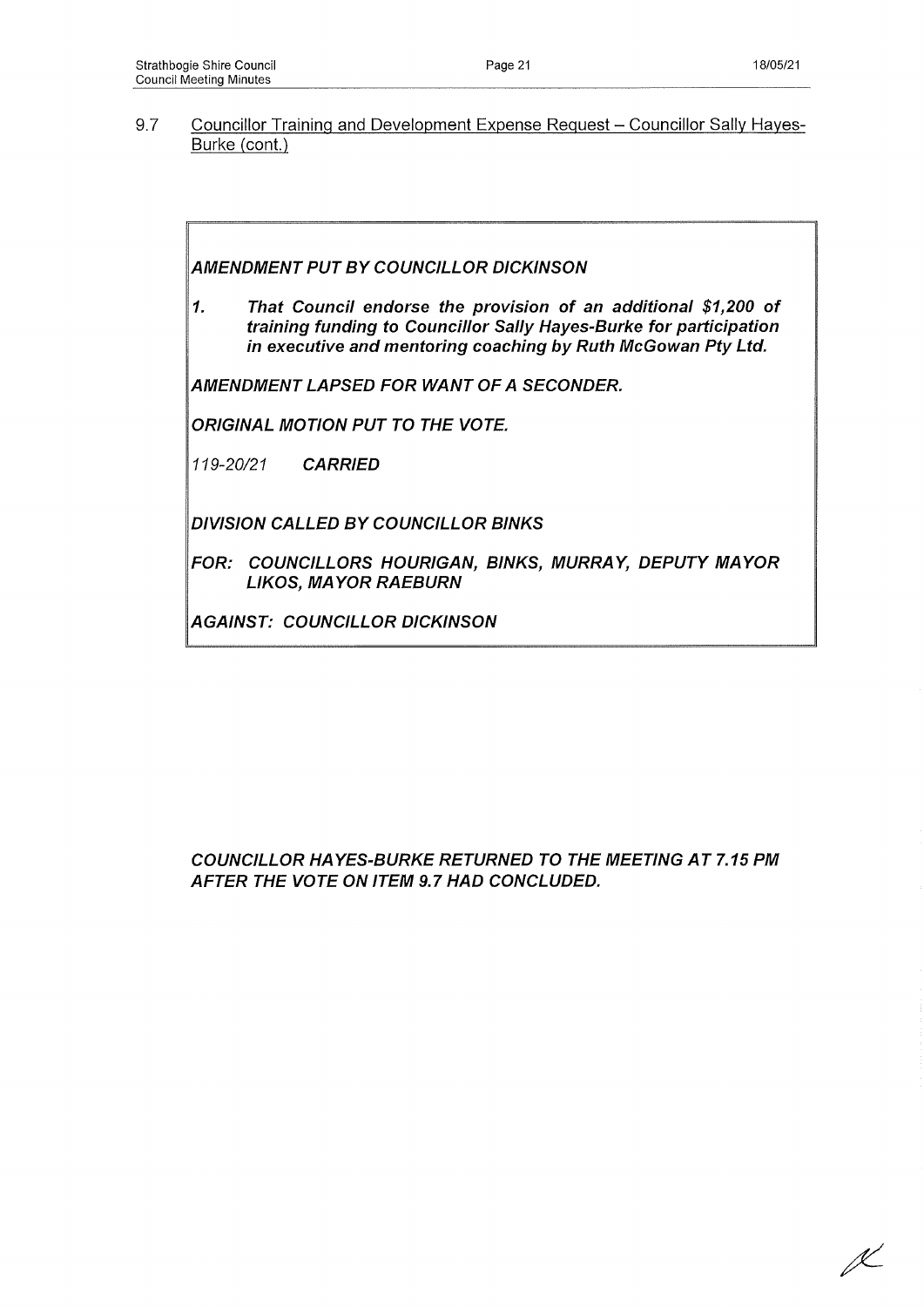9.7 Councillor Training and Development Expense Request – Councillor Sally Hayes-Burke (cont.)

***AMENDMENT PUT BY COUNCILLOR DICKINSON***

1. ***That Council endorse the provision of an additional $1,200 of training funding to Councillor Sally Hayes-Burke for participation in executive and mentoring coaching by Ruth McGowan Pty Ltd.***

***AMENDMENT LAPSED FOR WANT OF A SECONDER.***

***ORIGINAL MOTION PUT TO THE VOTE.***

*119-20/21* ***CARRIED***

***DIVISION CALLED BY COUNCILLOR BINKS***

***FOR: COUNCILLORS HOURIGAN, BINKS, MURRAY, DEPUTY MAYOR LIKOS, MAYOR RAEBURN***

***AGAINST: COUNCILLOR DICKINSON***

***COUNCILLOR HAYES-BURKE RETURNED TO THE MEETING AT 7.15 PM AFTER THE VOTE ON ITEM 9.7 HAD CONCLUDED.***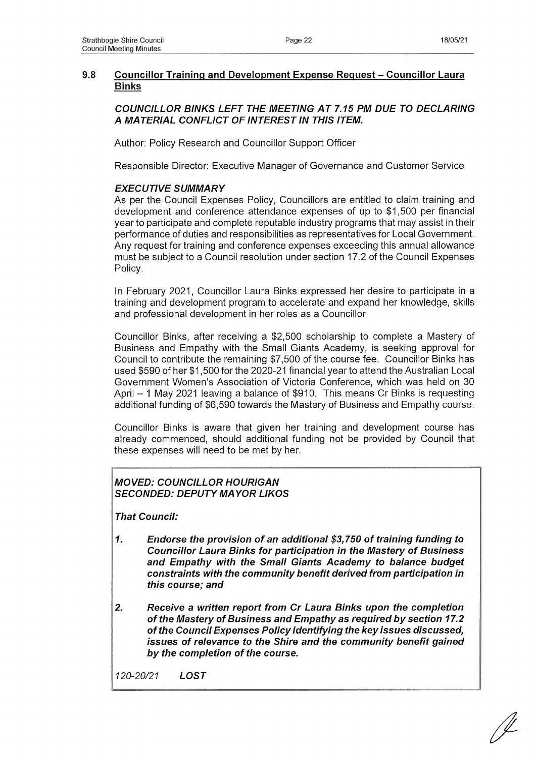## 9.8 Councillor Training and Development Expense Request – Councillor Laura Binks

***COUNCILLOR BINKS LEFT THE MEETING AT 7.15 PM DUE TO DECLARING A MATERIAL CONFLICT OF INTEREST IN THIS ITEM.***

Author: Policy Research and Councillor Support Officer

Responsible Director: Executive Manager of Governance and Customer Service

### *EXECUTIVE SUMMARY*

As per the Council Expenses Policy, Councillors are entitled to claim training and development and conference attendance expenses of up to $1,500 per financial year to participate and complete reputable industry programs that may assist in their performance of duties and responsibilities as representatives for Local Government. Any request for training and conference expenses exceeding this annual allowance must be subject to a Council resolution under section 17.2 of the Council Expenses Policy.

In February 2021, Councillor Laura Binks expressed her desire to participate in a training and development program to accelerate and expand her knowledge, skills and professional development in her roles as a Councillor.

Councillor Binks, after receiving a $2,500 scholarship to complete a Mastery of Business and Empathy with the Small Giants Academy, is seeking approval for Council to contribute the remaining $7,500 of the course fee. Councillor Binks has used $590 of her $1,500 for the 2020-21 financial year to attend the Australian Local Government Women's Association of Victoria Conference, which was held on 30 April – 1 May 2021 leaving a balance of $910. This means Cr Binks is requesting additional funding of $6,590 towards the Mastery of Business and Empathy course.

Councillor Binks is aware that given her training and development course has already commenced, should additional funding not be provided by Council that these expenses will need to be met by her.

***MOVED: COUNCILLOR HOURIGAN***
***SECONDED: DEPUTY MAYOR LIKOS***

***That Council:***

1. ***Endorse the provision of an additional $3,750 of training funding to Councillor Laura Binks for participation in the Mastery of Business and Empathy with the Small Giants Academy to balance budget constraints with the community benefit derived from participation in this course; and***

2. ***Receive a written report from Cr Laura Binks upon the completion of the Mastery of Business and Empathy as required by section 17.2 of the Council Expenses Policy identifying the key issues discussed, issues of relevance to the Shire and the community benefit gained by the completion of the course.***

*120-20/21* ***LOST***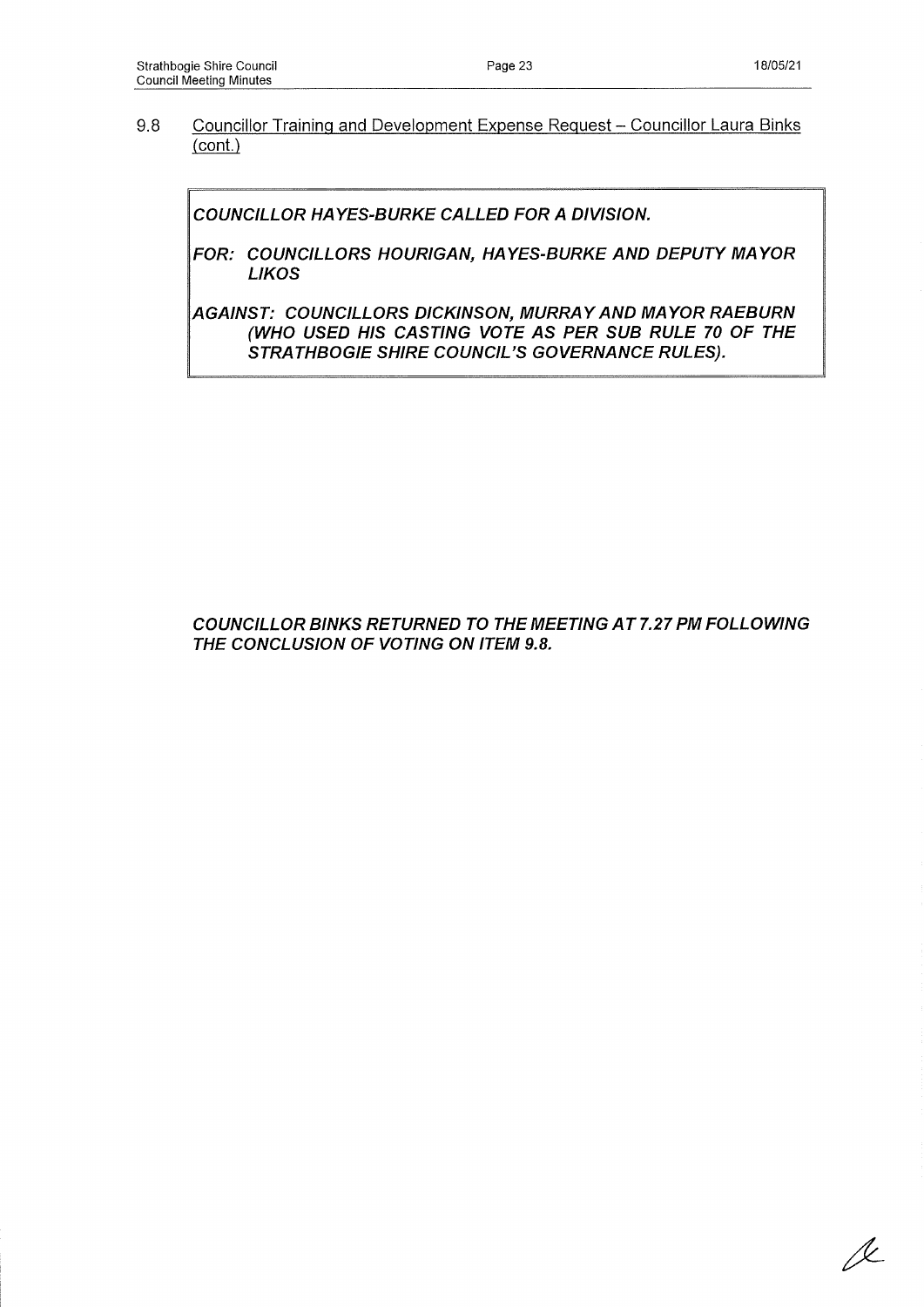9.8 Councillor Training and Development Expense Request – Councillor Laura Binks (cont.)

***COUNCILLOR HAYES-BURKE CALLED FOR A DIVISION.***

***FOR: COUNCILLORS HOURIGAN, HAYES-BURKE AND DEPUTY MAYOR LIKOS***

***AGAINST: COUNCILLORS DICKINSON, MURRAY AND MAYOR RAEBURN (WHO USED HIS CASTING VOTE AS PER SUB RULE 70 OF THE STRATHBOGIE SHIRE COUNCIL'S GOVERNANCE RULES).***

***COUNCILLOR BINKS RETURNED TO THE MEETING AT 7.27 PM FOLLOWING THE CONCLUSION OF VOTING ON ITEM 9.8.***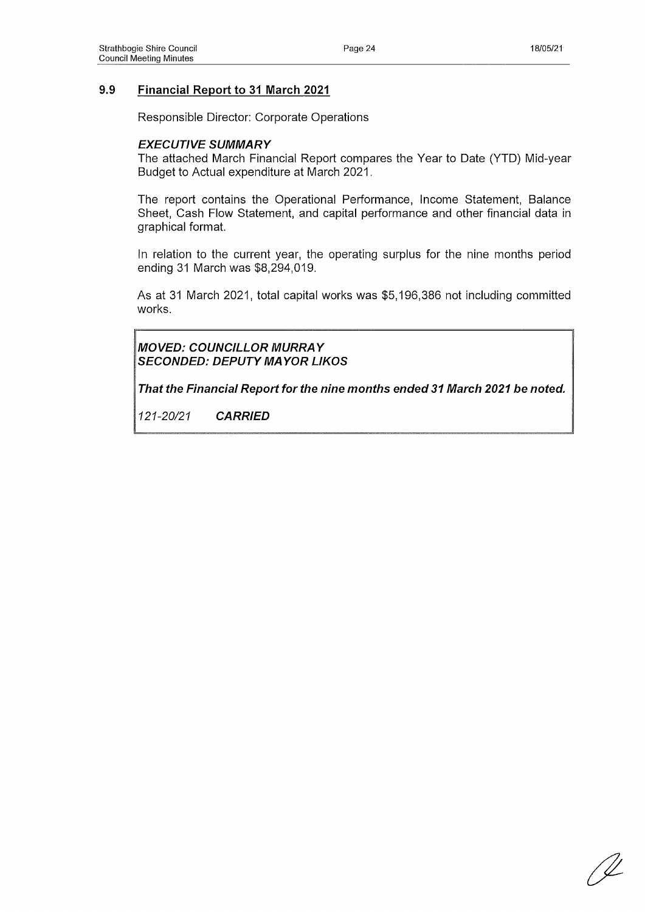## 9.9 Financial Report to 31 March 2021

Responsible Director: Corporate Operations

### *EXECUTIVE SUMMARY*

The attached March Financial Report compares the Year to Date (YTD) Mid-year Budget to Actual expenditure at March 2021.

The report contains the Operational Performance, Income Statement, Balance Sheet, Cash Flow Statement, and capital performance and other financial data in graphical format.

In relation to the current year, the operating surplus for the nine months period ending 31 March was $8,294,019.

As at 31 March 2021, total capital works was $5,196,386 not including committed works.

***MOVED: COUNCILLOR MURRAY***
***SECONDED: DEPUTY MAYOR LIKOS***

***That the Financial Report for the nine months ended 31 March 2021 be noted.***

*121-20/21* ***CARRIED***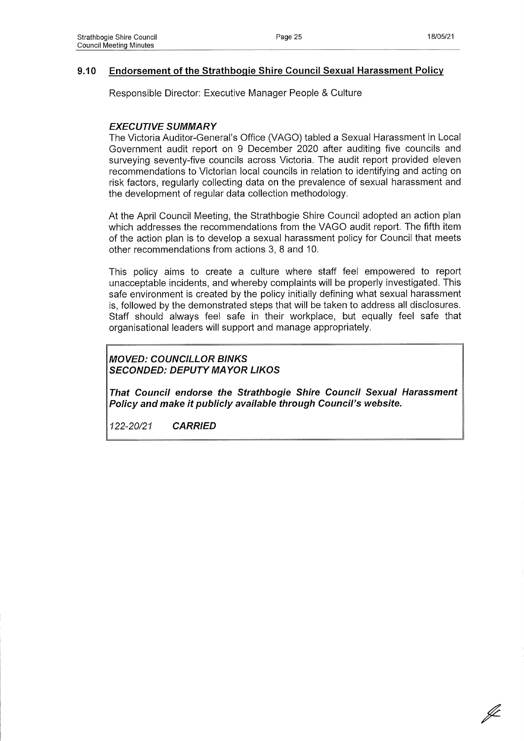## 9.10 Endorsement of the Strathbogie Shire Council Sexual Harassment Policy

Responsible Director: Executive Manager People & Culture

### *EXECUTIVE SUMMARY*

The Victoria Auditor-General's Office (VAGO) tabled a Sexual Harassment in Local Government audit report on 9 December 2020 after auditing five councils and surveying seventy-five councils across Victoria. The audit report provided eleven recommendations to Victorian local councils in relation to identifying and acting on risk factors, regularly collecting data on the prevalence of sexual harassment and the development of regular data collection methodology.

At the April Council Meeting, the Strathbogie Shire Council adopted an action plan which addresses the recommendations from the VAGO audit report. The fifth item of the action plan is to develop a sexual harassment policy for Council that meets other recommendations from actions 3, 8 and 10.

This policy aims to create a culture where staff feel empowered to report unacceptable incidents, and whereby complaints will be properly investigated. This safe environment is created by the policy initially defining what sexual harassment is, followed by the demonstrated steps that will be taken to address all disclosures. Staff should always feel safe in their workplace, but equally feel safe that organisational leaders will support and manage appropriately.

***MOVED: COUNCILLOR BINKS***
***SECONDED: DEPUTY MAYOR LIKOS***

***That Council endorse the Strathbogie Shire Council Sexual Harassment Policy and make it publicly available through Council's website.***

*122-20/21* ***CARRIED***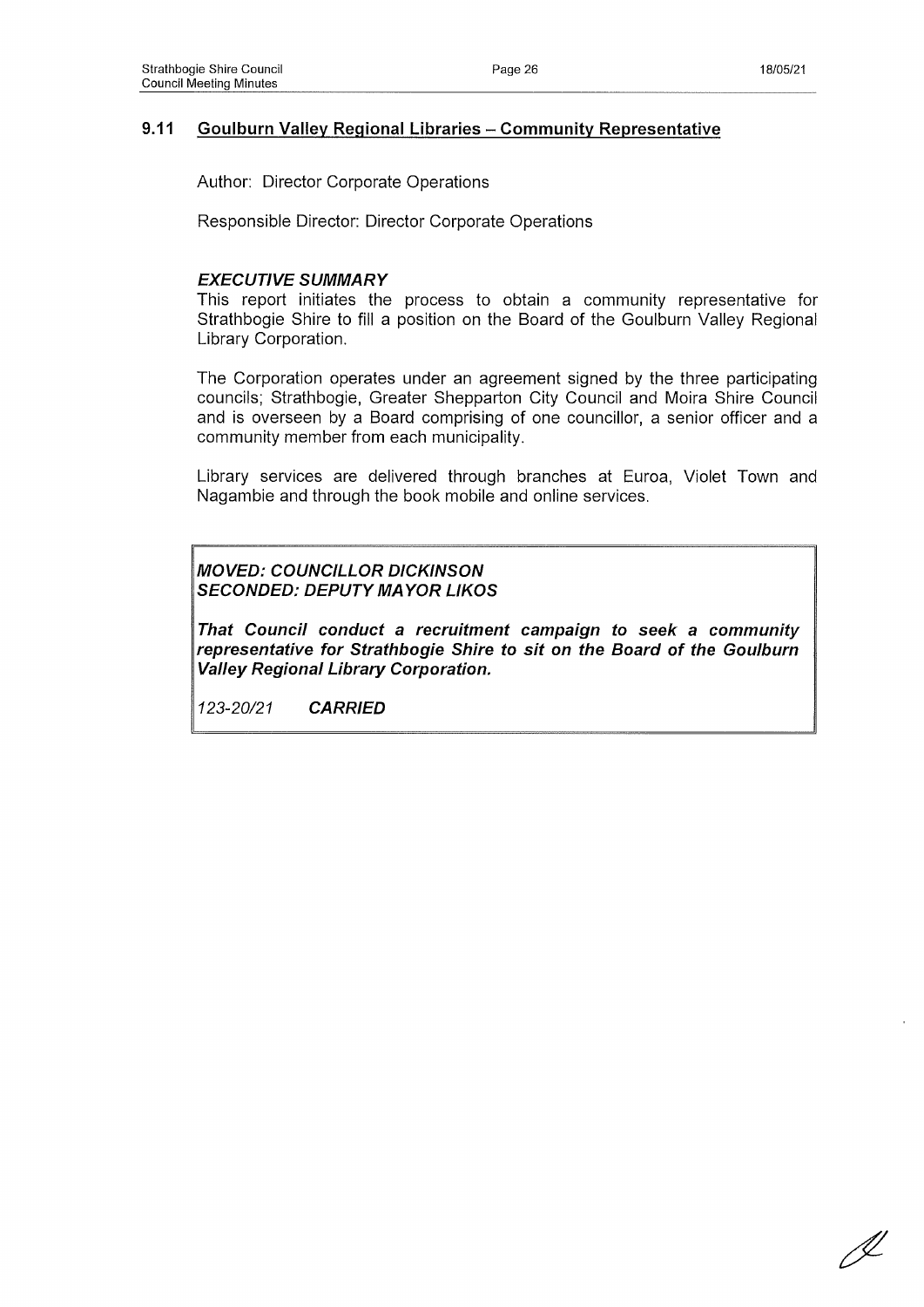## 9.11 Goulburn Valley Regional Libraries – Community Representative

Author: Director Corporate Operations

Responsible Director: Director Corporate Operations

### *EXECUTIVE SUMMARY*

This report initiates the process to obtain a community representative for Strathbogie Shire to fill a position on the Board of the Goulburn Valley Regional Library Corporation.

The Corporation operates under an agreement signed by the three participating councils; Strathbogie, Greater Shepparton City Council and Moira Shire Council and is overseen by a Board comprising of one councillor, a senior officer and a community member from each municipality.

Library services are delivered through branches at Euroa, Violet Town and Nagambie and through the book mobile and online services.

***MOVED: COUNCILLOR DICKINSON***
***SECONDED: DEPUTY MAYOR LIKOS***

***That Council conduct a recruitment campaign to seek a community representative for Strathbogie Shire to sit on the Board of the Goulburn Valley Regional Library Corporation.***

*123-20/21* ***CARRIED***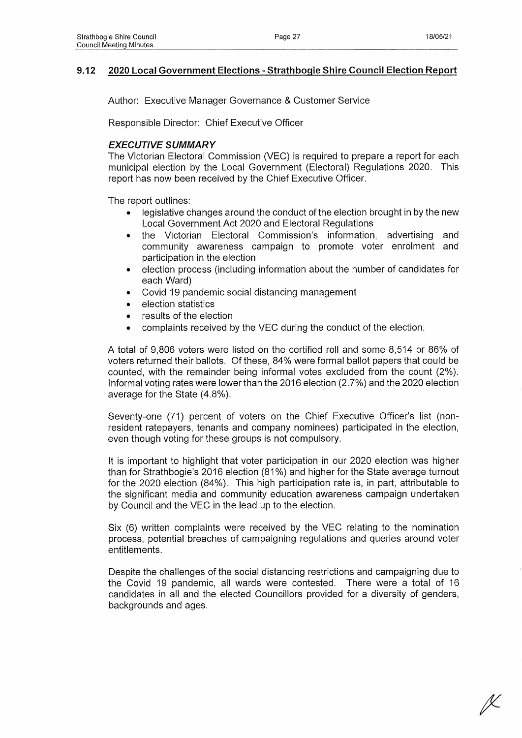## 9.12 2020 Local Government Elections - Strathbogie Shire Council Election Report

Author: Executive Manager Governance & Customer Service

Responsible Director: Chief Executive Officer

### *EXECUTIVE SUMMARY*

The Victorian Electoral Commission (VEC) is required to prepare a report for each municipal election by the Local Government (Electoral) Regulations 2020. This report has now been received by the Chief Executive Officer.

The report outlines:

- legislative changes around the conduct of the election brought in by the new Local Government Act 2020 and Electoral Regulations
- the Victorian Electoral Commission's information, advertising and community awareness campaign to promote voter enrolment and participation in the election
- election process (including information about the number of candidates for each Ward)
- Covid 19 pandemic social distancing management
- election statistics
- results of the election
- complaints received by the VEC during the conduct of the election.

A total of 9,806 voters were listed on the certified roll and some 8,514 or 86% of voters returned their ballots. Of these, 84% were formal ballot papers that could be counted, with the remainder being informal votes excluded from the count (2%). Informal voting rates were lower than the 2016 election (2.7%) and the 2020 election average for the State (4.8%).

Seventy-one (71) percent of voters on the Chief Executive Officer's list (non-resident ratepayers, tenants and company nominees) participated in the election, even though voting for these groups is not compulsory.

It is important to highlight that voter participation in our 2020 election was higher than for Strathbogie's 2016 election (81%) and higher for the State average turnout for the 2020 election (84%). This high participation rate is, in part, attributable to the significant media and community education awareness campaign undertaken by Council and the VEC in the lead up to the election.

Six (6) written complaints were received by the VEC relating to the nomination process, potential breaches of campaigning regulations and queries around voter entitlements.

Despite the challenges of the social distancing restrictions and campaigning due to the Covid 19 pandemic, all wards were contested. There were a total of 16 candidates in all and the elected Councillors provided for a diversity of genders, backgrounds and ages.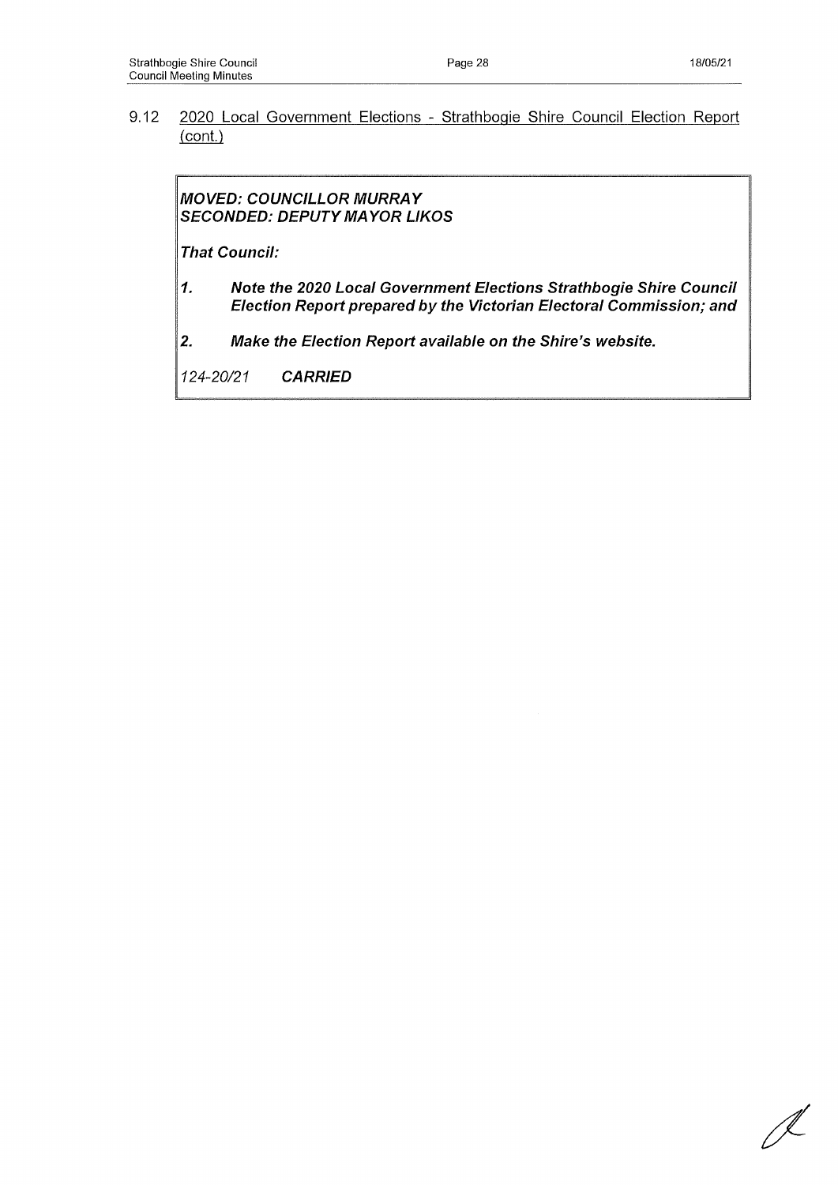## 9.12 2020 Local Government Elections - Strathbogie Shire Council Election Report (cont.)

***MOVED: COUNCILLOR MURRAY***
***SECONDED: DEPUTY MAYOR LIKOS***

***That Council:***

***1. Note the 2020 Local Government Elections Strathbogie Shire Council Election Report prepared by the Victorian Electoral Commission; and***

***2. Make the Election Report available on the Shire's website.***

*124-20/21* ***CARRIED***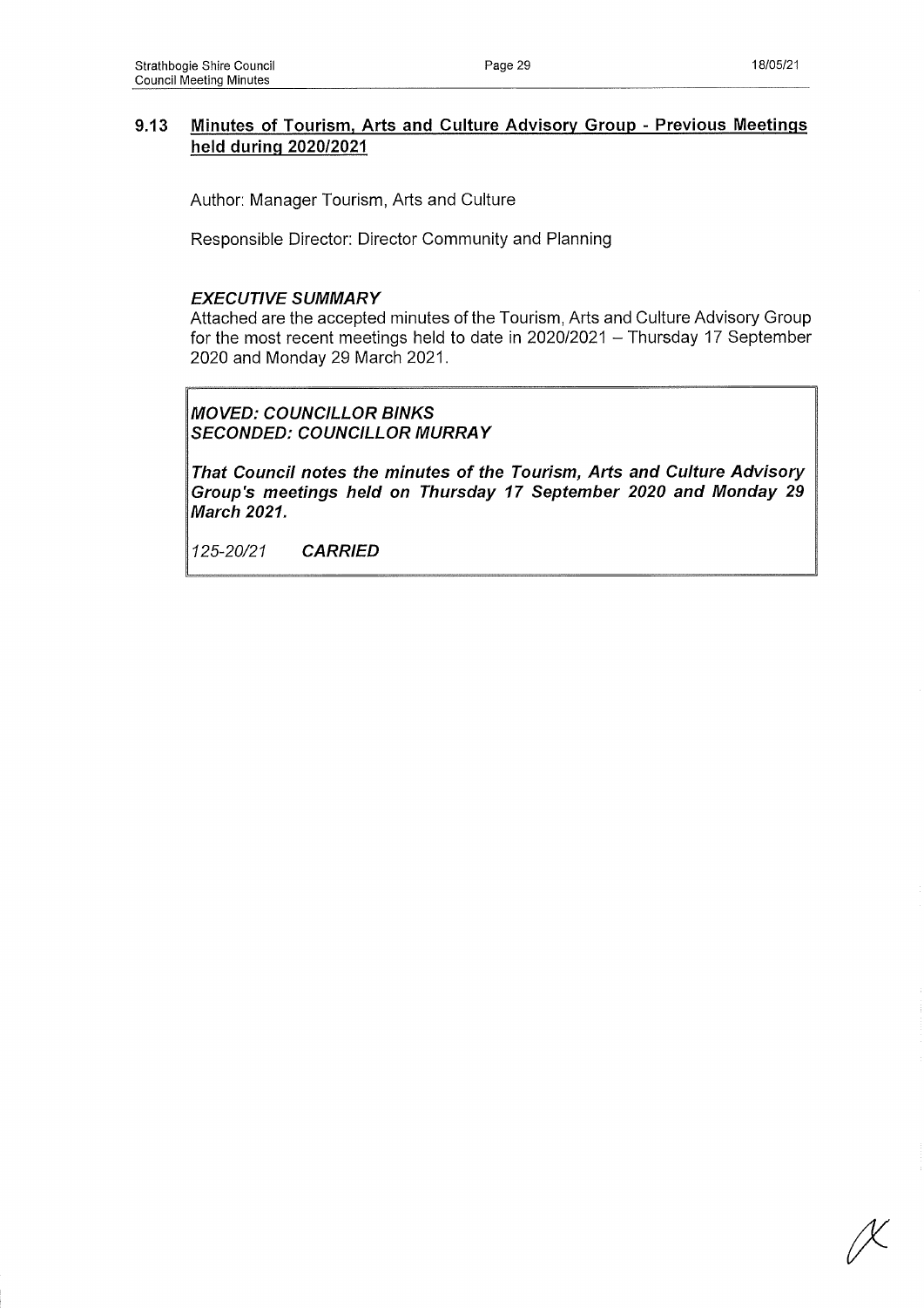## 9.13 Minutes of Tourism, Arts and Culture Advisory Group - Previous Meetings held during 2020/2021

Author: Manager Tourism, Arts and Culture

Responsible Director: Director Community and Planning

***EXECUTIVE SUMMARY***

Attached are the accepted minutes of the Tourism, Arts and Culture Advisory Group for the most recent meetings held to date in 2020/2021 – Thursday 17 September 2020 and Monday 29 March 2021.

***MOVED: COUNCILLOR BINKS***
***SECONDED: COUNCILLOR MURRAY***

***That Council notes the minutes of the Tourism, Arts and Culture Advisory Group's meetings held on Thursday 17 September 2020 and Monday 29 March 2021.***

*125-20/21* ***CARRIED***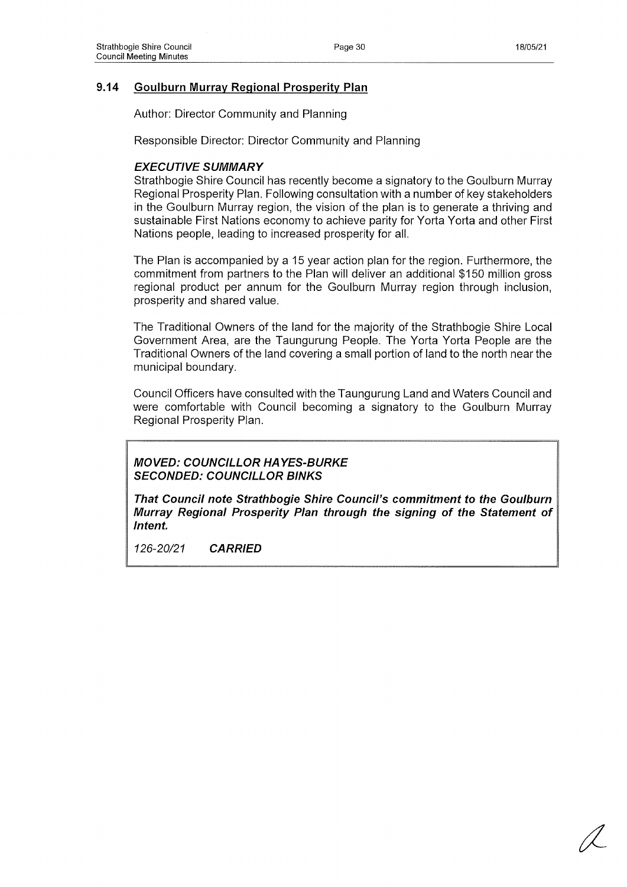## 9.14 Goulburn Murray Regional Prosperity Plan

Author: Director Community and Planning

Responsible Director: Director Community and Planning

### *EXECUTIVE SUMMARY*

Strathbogie Shire Council has recently become a signatory to the Goulburn Murray Regional Prosperity Plan. Following consultation with a number of key stakeholders in the Goulburn Murray region, the vision of the plan is to generate a thriving and sustainable First Nations economy to achieve parity for Yorta Yorta and other First Nations people, leading to increased prosperity for all.

The Plan is accompanied by a 15 year action plan for the region. Furthermore, the commitment from partners to the Plan will deliver an additional $150 million gross regional product per annum for the Goulburn Murray region through inclusion, prosperity and shared value.

The Traditional Owners of the land for the majority of the Strathbogie Shire Local Government Area, are the Taungurung People. The Yorta Yorta People are the Traditional Owners of the land covering a small portion of land to the north near the municipal boundary.

Council Officers have consulted with the Taungurung Land and Waters Council and were comfortable with Council becoming a signatory to the Goulburn Murray Regional Prosperity Plan.

***MOVED: COUNCILLOR HAYES-BURKE***
***SECONDED: COUNCILLOR BINKS***

***That Council note Strathbogie Shire Council's commitment to the Goulburn Murray Regional Prosperity Plan through the signing of the Statement of Intent.***

*126-20/21* ***CARRIED***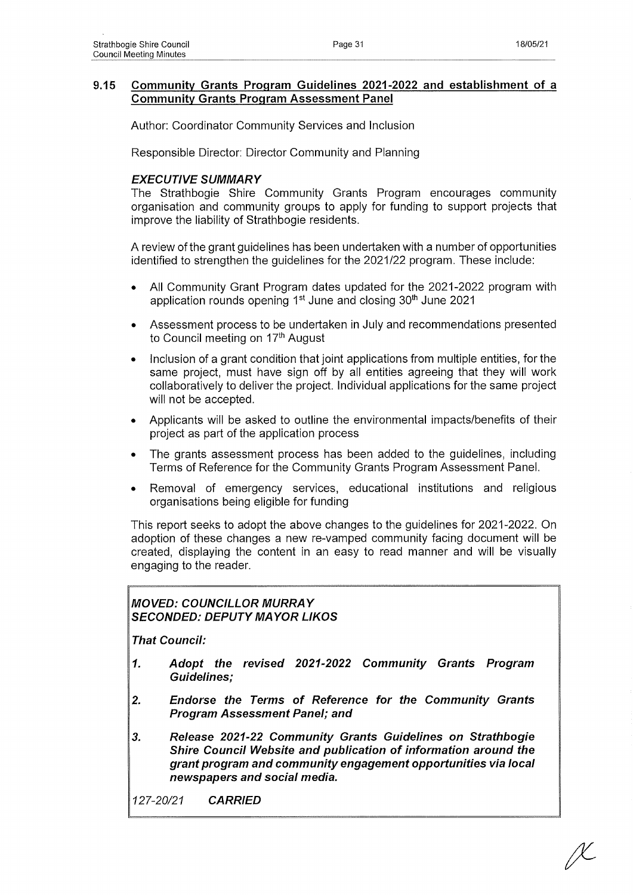## 9.15 Community Grants Program Guidelines 2021-2022 and establishment of a Community Grants Program Assessment Panel

Author: Coordinator Community Services and Inclusion

Responsible Director: Director Community and Planning

### *EXECUTIVE SUMMARY*

The Strathbogie Shire Community Grants Program encourages community organisation and community groups to apply for funding to support projects that improve the liability of Strathbogie residents.

A review of the grant guidelines has been undertaken with a number of opportunities identified to strengthen the guidelines for the 2021/22 program. These include:

- All Community Grant Program dates updated for the 2021-2022 program with application rounds opening 1st June and closing 30th June 2021
- Assessment process to be undertaken in July and recommendations presented to Council meeting on 17th August
- Inclusion of a grant condition that joint applications from multiple entities, for the same project, must have sign off by all entities agreeing that they will work collaboratively to deliver the project. Individual applications for the same project will not be accepted.
- Applicants will be asked to outline the environmental impacts/benefits of their project as part of the application process
- The grants assessment process has been added to the guidelines, including Terms of Reference for the Community Grants Program Assessment Panel.
- Removal of emergency services, educational institutions and religious organisations being eligible for funding

This report seeks to adopt the above changes to the guidelines for 2021-2022. On adoption of these changes a new re-vamped community facing document will be created, displaying the content in an easy to read manner and will be visually engaging to the reader.

***MOVED: COUNCILLOR MURRAY***
***SECONDED: DEPUTY MAYOR LIKOS***

***That Council:***

1. ***Adopt the revised 2021-2022 Community Grants Program Guidelines;***
2. ***Endorse the Terms of Reference for the Community Grants Program Assessment Panel; and***
3. ***Release 2021-22 Community Grants Guidelines on Strathbogie Shire Council Website and publication of information around the grant program and community engagement opportunities via local newspapers and social media.***

*127-20/21* ***CARRIED***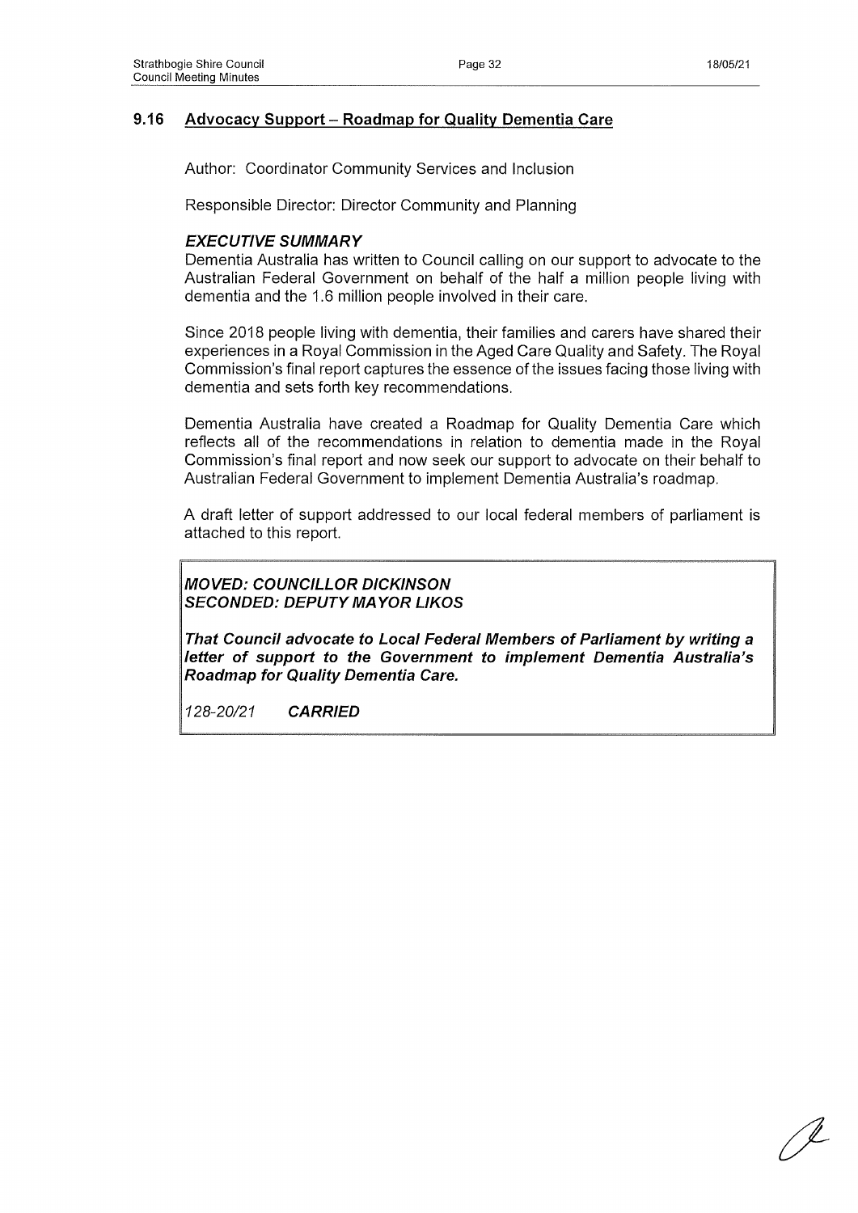## 9.16 Advocacy Support – Roadmap for Quality Dementia Care

Author: Coordinator Community Services and Inclusion

Responsible Director: Director Community and Planning

### *EXECUTIVE SUMMARY*

Dementia Australia has written to Council calling on our support to advocate to the Australian Federal Government on behalf of the half a million people living with dementia and the 1.6 million people involved in their care.

Since 2018 people living with dementia, their families and carers have shared their experiences in a Royal Commission in the Aged Care Quality and Safety. The Royal Commission's final report captures the essence of the issues facing those living with dementia and sets forth key recommendations.

Dementia Australia have created a Roadmap for Quality Dementia Care which reflects all of the recommendations in relation to dementia made in the Royal Commission's final report and now seek our support to advocate on their behalf to Australian Federal Government to implement Dementia Australia's roadmap.

A draft letter of support addressed to our local federal members of parliament is attached to this report.

***MOVED: COUNCILLOR DICKINSON***
***SECONDED: DEPUTY MAYOR LIKOS***

***That Council advocate to Local Federal Members of Parliament by writing a letter of support to the Government to implement Dementia Australia's Roadmap for Quality Dementia Care.***

*128-20/21* ***CARRIED***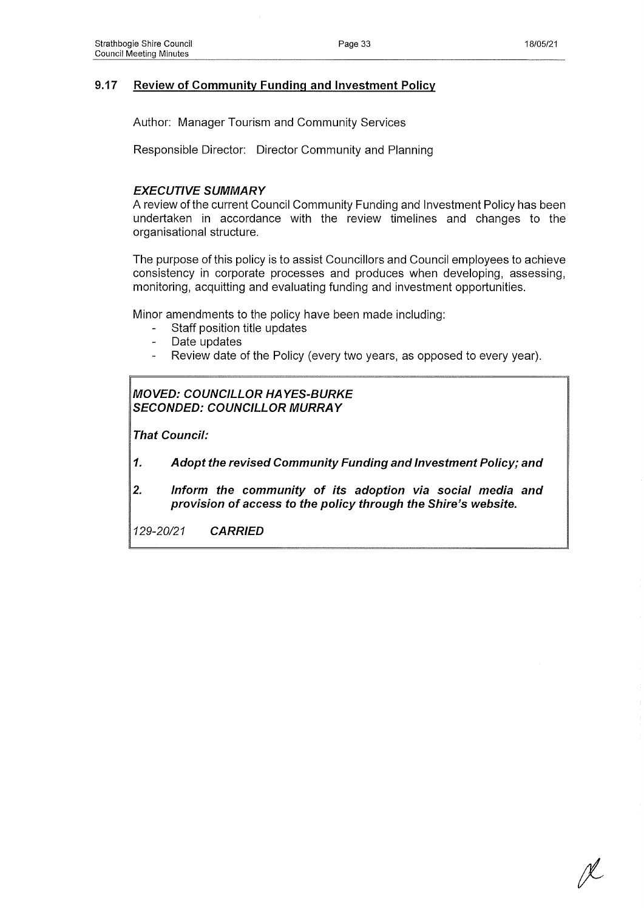## 9.17 Review of Community Funding and Investment Policy

Author: Manager Tourism and Community Services

Responsible Director: Director Community and Planning

### *EXECUTIVE SUMMARY*

A review of the current Council Community Funding and Investment Policy has been undertaken in accordance with the review timelines and changes to the organisational structure.

The purpose of this policy is to assist Councillors and Council employees to achieve consistency in corporate processes and produces when developing, assessing, monitoring, acquitting and evaluating funding and investment opportunities.

Minor amendments to the policy have been made including:

- Staff position title updates
- Date updates
- Review date of the Policy (every two years, as opposed to every year).

***MOVED: COUNCILLOR HAYES-BURKE***
***SECONDED: COUNCILLOR MURRAY***

***That Council:***

1. ***Adopt the revised Community Funding and Investment Policy; and***
2. ***Inform the community of its adoption via social media and provision of access to the policy through the Shire's website.***

*129-20/21* ***CARRIED***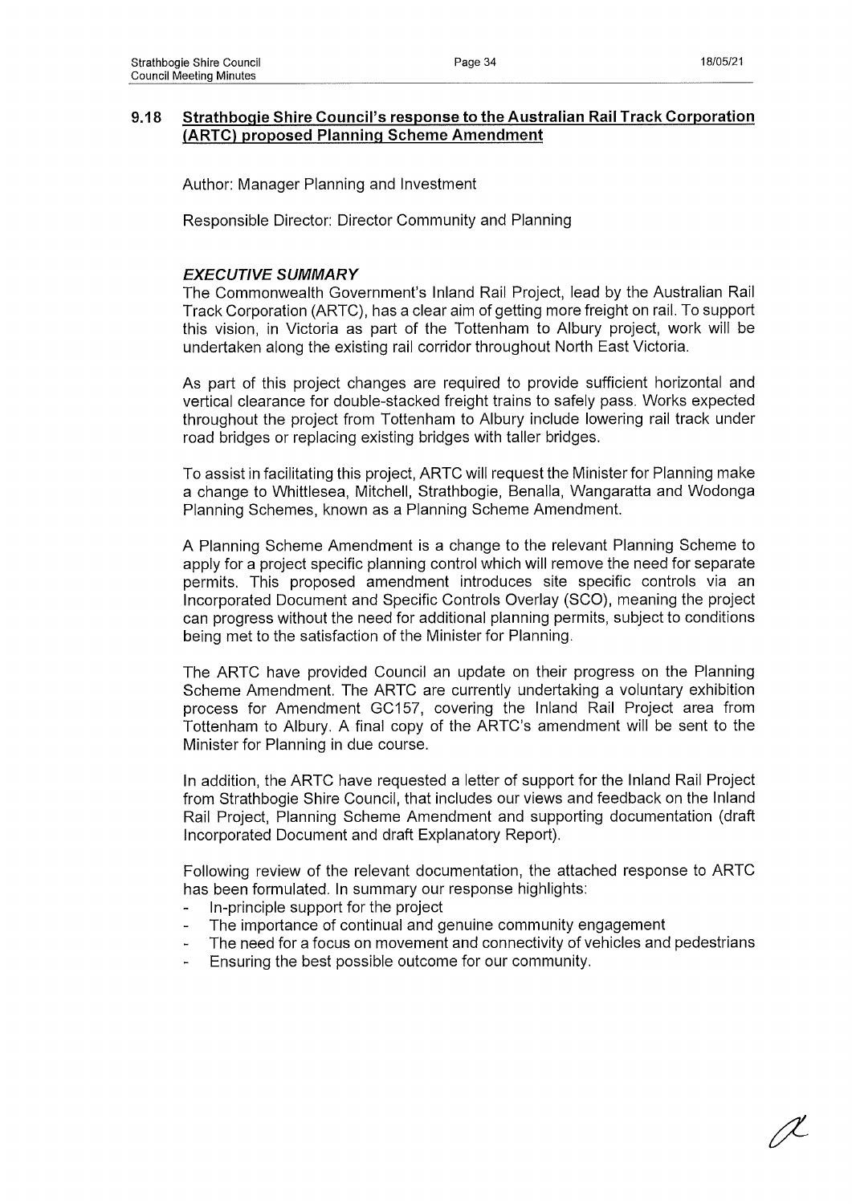## 9.18 Strathbogie Shire Council's response to the Australian Rail Track Corporation (ARTC) proposed Planning Scheme Amendment

Author: Manager Planning and Investment

Responsible Director: Director Community and Planning

### *EXECUTIVE SUMMARY*

The Commonwealth Government's Inland Rail Project, lead by the Australian Rail Track Corporation (ARTC), has a clear aim of getting more freight on rail. To support this vision, in Victoria as part of the Tottenham to Albury project, work will be undertaken along the existing rail corridor throughout North East Victoria.

As part of this project changes are required to provide sufficient horizontal and vertical clearance for double-stacked freight trains to safely pass. Works expected throughout the project from Tottenham to Albury include lowering rail track under road bridges or replacing existing bridges with taller bridges.

To assist in facilitating this project, ARTC will request the Minister for Planning make a change to Whittlesea, Mitchell, Strathbogie, Benalla, Wangaratta and Wodonga Planning Schemes, known as a Planning Scheme Amendment.

A Planning Scheme Amendment is a change to the relevant Planning Scheme to apply for a project specific planning control which will remove the need for separate permits. This proposed amendment introduces site specific controls via an Incorporated Document and Specific Controls Overlay (SCO), meaning the project can progress without the need for additional planning permits, subject to conditions being met to the satisfaction of the Minister for Planning.

The ARTC have provided Council an update on their progress on the Planning Scheme Amendment. The ARTC are currently undertaking a voluntary exhibition process for Amendment GC157, covering the Inland Rail Project area from Tottenham to Albury. A final copy of the ARTC's amendment will be sent to the Minister for Planning in due course.

In addition, the ARTC have requested a letter of support for the Inland Rail Project from Strathbogie Shire Council, that includes our views and feedback on the Inland Rail Project, Planning Scheme Amendment and supporting documentation (draft Incorporated Document and draft Explanatory Report).

Following review of the relevant documentation, the attached response to ARTC has been formulated. In summary our response highlights:

- In-principle support for the project
- The importance of continual and genuine community engagement
- The need for a focus on movement and connectivity of vehicles and pedestrians
- Ensuring the best possible outcome for our community.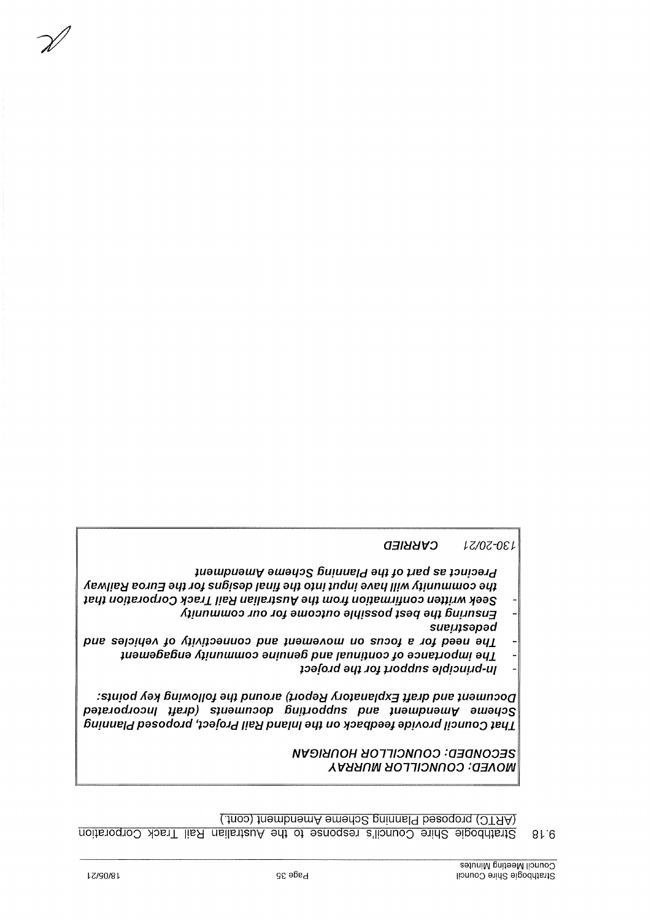9.18 Strathbogie Shire Council's response to the Australian Rail Track Corporation (ARTC) proposed Planning Scheme Amendment (cont.)

*MOVED: COUNCILLOR MURRAY*
*SECONDED: COUNCILLOR HOURIGAN*

*That Council provide feedback on the Inland Rail Project, proposed Planning Scheme Amendment and supporting documents (draft Incorporated Document and draft Explanatory Report) around the following key points:*

- *In-principle support for the project*
- *The importance of continual and genuine community engagement*
- *The need for a focus on movement and connectivity of vehicles and pedestrians*
- *Ensuring the best possible outcome for our community*
- *Seek written confirmation from the Australian Rail Track Corporation that the community will have input into the final designs for the Euroa Railway Precinct as part of the Planning Scheme Amendment*

*130-20/21 CARRIED*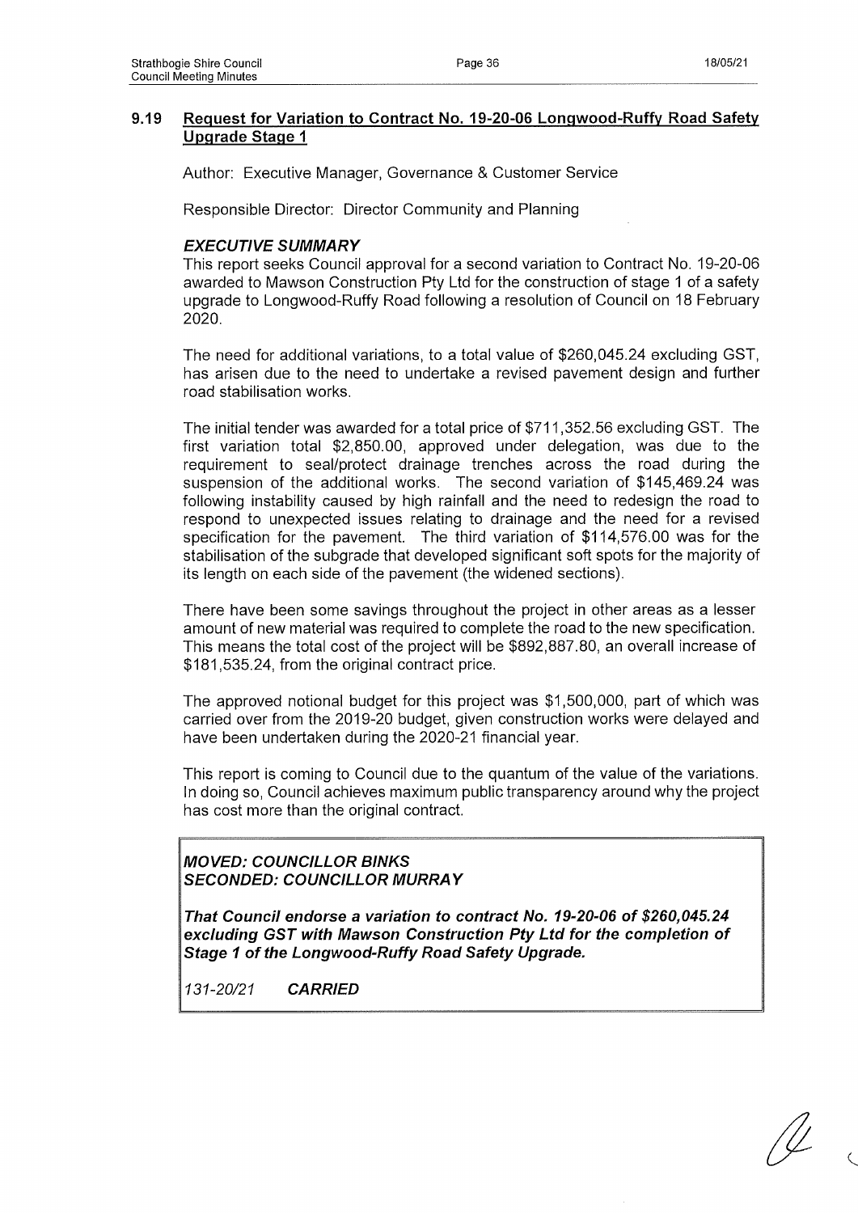## 9.19 Request for Variation to Contract No. 19-20-06 Longwood-Ruffy Road Safety Upgrade Stage 1

Author: Executive Manager, Governance & Customer Service

Responsible Director: Director Community and Planning

### *EXECUTIVE SUMMARY*

This report seeks Council approval for a second variation to Contract No. 19-20-06 awarded to Mawson Construction Pty Ltd for the construction of stage 1 of a safety upgrade to Longwood-Ruffy Road following a resolution of Council on 18 February 2020.

The need for additional variations, to a total value of $260,045.24 excluding GST, has arisen due to the need to undertake a revised pavement design and further road stabilisation works.

The initial tender was awarded for a total price of $711,352.56 excluding GST. The first variation total $2,850.00, approved under delegation, was due to the requirement to seal/protect drainage trenches across the road during the suspension of the additional works. The second variation of $145,469.24 was following instability caused by high rainfall and the need to redesign the road to respond to unexpected issues relating to drainage and the need for a revised specification for the pavement. The third variation of $114,576.00 was for the stabilisation of the subgrade that developed significant soft spots for the majority of its length on each side of the pavement (the widened sections).

There have been some savings throughout the project in other areas as a lesser amount of new material was required to complete the road to the new specification. This means the total cost of the project will be $892,887.80, an overall increase of $181,535.24, from the original contract price.

The approved notional budget for this project was $1,500,000, part of which was carried over from the 2019-20 budget, given construction works were delayed and have been undertaken during the 2020-21 financial year.

This report is coming to Council due to the quantum of the value of the variations. In doing so, Council achieves maximum public transparency around why the project has cost more than the original contract.

***MOVED: COUNCILLOR BINKS***
***SECONDED: COUNCILLOR MURRAY***

***That Council endorse a variation to contract No. 19-20-06 of $260,045.24 excluding GST with Mawson Construction Pty Ltd for the completion of Stage 1 of the Longwood-Ruffy Road Safety Upgrade.***

*131-20/21* ***CARRIED***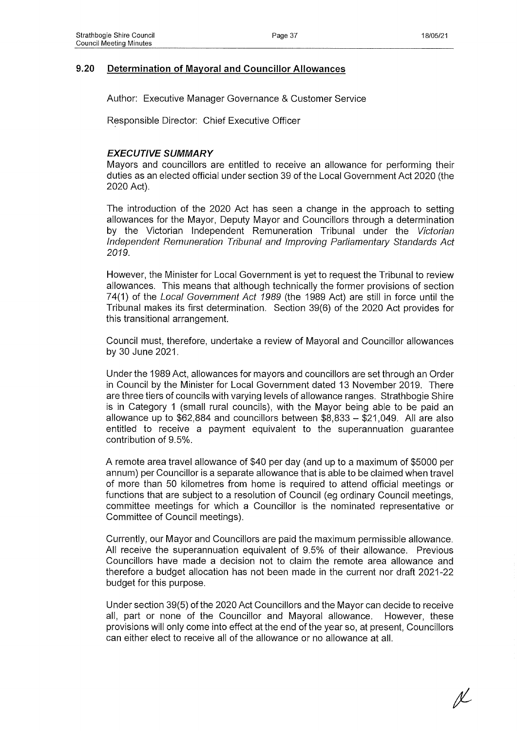## 9.20 Determination of Mayoral and Councillor Allowances

Author: Executive Manager Governance & Customer Service

Responsible Director: Chief Executive Officer

### *EXECUTIVE SUMMARY*

Mayors and councillors are entitled to receive an allowance for performing their duties as an elected official under section 39 of the Local Government Act 2020 (the 2020 Act).

The introduction of the 2020 Act has seen a change in the approach to setting allowances for the Mayor, Deputy Mayor and Councillors through a determination by the Victorian Independent Remuneration Tribunal under the *Victorian Independent Remuneration Tribunal and Improving Parliamentary Standards Act 2019*.

However, the Minister for Local Government is yet to request the Tribunal to review allowances. This means that although technically the former provisions of section 74(1) of the *Local Government Act 1989* (the 1989 Act) are still in force until the Tribunal makes its first determination. Section 39(6) of the 2020 Act provides for this transitional arrangement.

Council must, therefore, undertake a review of Mayoral and Councillor allowances by 30 June 2021.

Under the 1989 Act, allowances for mayors and councillors are set through an Order in Council by the Minister for Local Government dated 13 November 2019. There are three tiers of councils with varying levels of allowance ranges. Strathbogie Shire is in Category 1 (small rural councils), with the Mayor being able to be paid an allowance up to $62,884 and councillors between $8,833 – $21,049. All are also entitled to receive a payment equivalent to the superannuation guarantee contribution of 9.5%.

A remote area travel allowance of $40 per day (and up to a maximum of $5000 per annum) per Councillor is a separate allowance that is able to be claimed when travel of more than 50 kilometres from home is required to attend official meetings or functions that are subject to a resolution of Council (eg ordinary Council meetings, committee meetings for which a Councillor is the nominated representative or Committee of Council meetings).

Currently, our Mayor and Councillors are paid the maximum permissible allowance. All receive the superannuation equivalent of 9.5% of their allowance. Previous Councillors have made a decision not to claim the remote area allowance and therefore a budget allocation has not been made in the current nor draft 2021-22 budget for this purpose.

Under section 39(5) of the 2020 Act Councillors and the Mayor can decide to receive all, part or none of the Councillor and Mayoral allowance. However, these provisions will only come into effect at the end of the year so, at present, Councillors can either elect to receive all of the allowance or no allowance at all.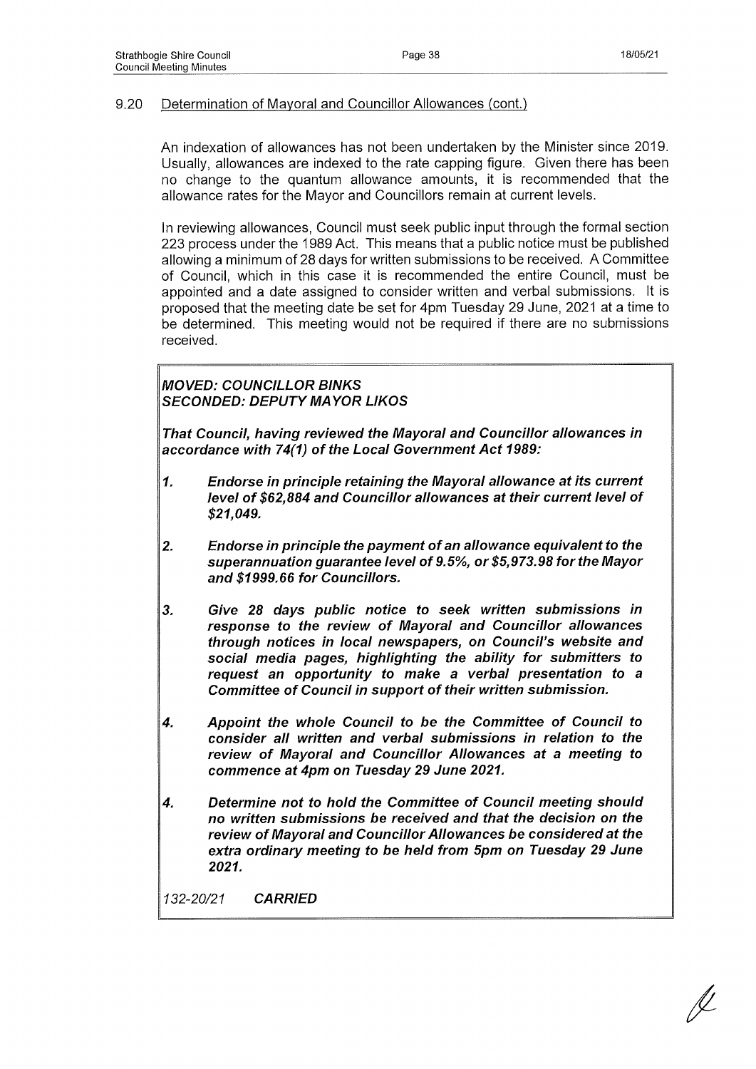## 9.20 Determination of Mayoral and Councillor Allowances (cont.)

An indexation of allowances has not been undertaken by the Minister since 2019. Usually, allowances are indexed to the rate capping figure. Given there has been no change to the quantum allowance amounts, it is recommended that the allowance rates for the Mayor and Councillors remain at current levels.

In reviewing allowances, Council must seek public input through the formal section 223 process under the 1989 Act. This means that a public notice must be published allowing a minimum of 28 days for written submissions to be received. A Committee of Council, which in this case it is recommended the entire Council, must be appointed and a date assigned to consider written and verbal submissions. It is proposed that the meeting date be set for 4pm Tuesday 29 June, 2021 at a time to be determined. This meeting would not be required if there are no submissions received.

***MOVED: COUNCILLOR BINKS***
***SECONDED: DEPUTY MAYOR LIKOS***

***That Council, having reviewed the Mayoral and Councillor allowances in accordance with 74(1) of the Local Government Act 1989:***

***1. Endorse in principle retaining the Mayoral allowance at its current level of $62,884 and Councillor allowances at their current level of $21,049.***

***2. Endorse in principle the payment of an allowance equivalent to the superannuation guarantee level of 9.5%, or $5,973.98 for the Mayor and $1999.66 for Councillors.***

***3. Give 28 days public notice to seek written submissions in response to the review of Mayoral and Councillor allowances through notices in local newspapers, on Council's website and social media pages, highlighting the ability for submitters to request an opportunity to make a verbal presentation to a Committee of Council in support of their written submission.***

***4. Appoint the whole Council to be the Committee of Council to consider all written and verbal submissions in relation to the review of Mayoral and Councillor Allowances at a meeting to commence at 4pm on Tuesday 29 June 2021.***

***4. Determine not to hold the Committee of Council meeting should no written submissions be received and that the decision on the review of Mayoral and Councillor Allowances be considered at the extra ordinary meeting to be held from 5pm on Tuesday 29 June 2021.***

*132-20/21* ***CARRIED***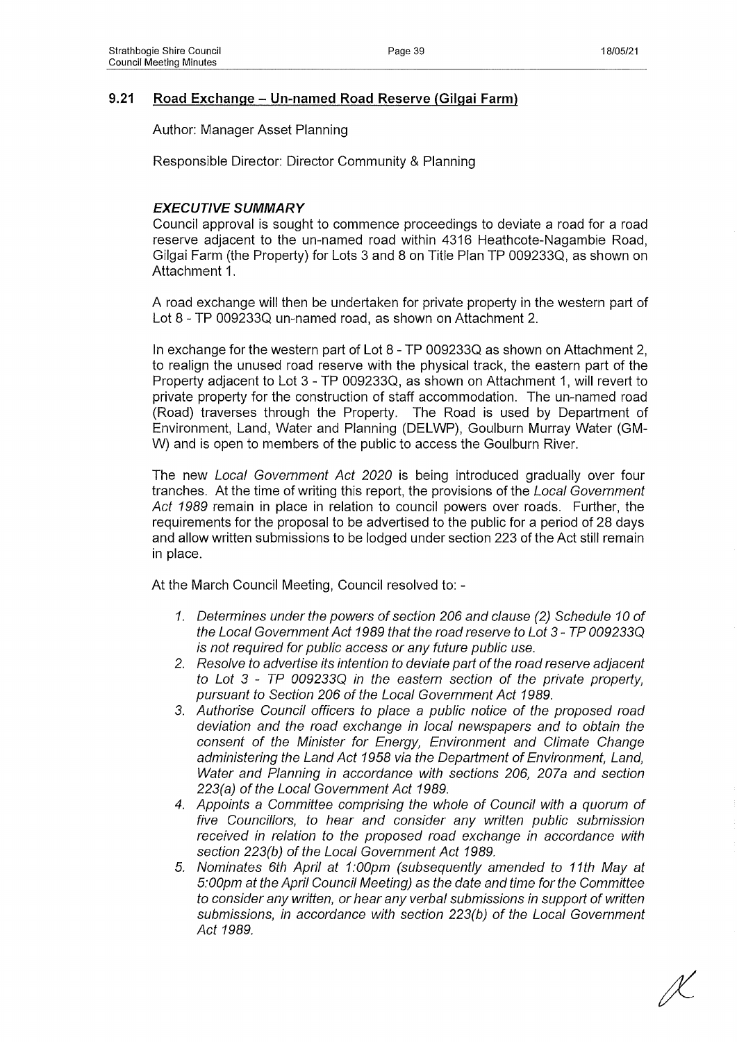## 9.21 Road Exchange – Un-named Road Reserve (Gilgai Farm)

Author: Manager Asset Planning

Responsible Director: Director Community & Planning

### *EXECUTIVE SUMMARY*

Council approval is sought to commence proceedings to deviate a road for a road reserve adjacent to the un-named road within 4316 Heathcote-Nagambie Road, Gilgai Farm (the Property) for Lots 3 and 8 on Title Plan TP 009233Q, as shown on Attachment 1.

A road exchange will then be undertaken for private property in the western part of Lot 8 - TP 009233Q un-named road, as shown on Attachment 2.

In exchange for the western part of Lot 8 - TP 009233Q as shown on Attachment 2, to realign the unused road reserve with the physical track, the eastern part of the Property adjacent to Lot 3 - TP 009233Q, as shown on Attachment 1, will revert to private property for the construction of staff accommodation. The un-named road (Road) traverses through the Property. The Road is used by Department of Environment, Land, Water and Planning (DELWP), Goulburn Murray Water (GM-W) and is open to members of the public to access the Goulburn River.

The new *Local Government Act 2020* is being introduced gradually over four tranches. At the time of writing this report, the provisions of the *Local Government Act 1989* remain in place in relation to council powers over roads. Further, the requirements for the proposal to be advertised to the public for a period of 28 days and allow written submissions to be lodged under section 223 of the Act still remain in place.

At the March Council Meeting, Council resolved to: -

1. *Determines under the powers of section 206 and clause (2) Schedule 10 of the Local Government Act 1989 that the road reserve to Lot 3 - TP 009233Q is not required for public access or any future public use.*
2. *Resolve to advertise its intention to deviate part of the road reserve adjacent to Lot 3 - TP 009233Q in the eastern section of the private property, pursuant to Section 206 of the Local Government Act 1989.*
3. *Authorise Council officers to place a public notice of the proposed road deviation and the road exchange in local newspapers and to obtain the consent of the Minister for Energy, Environment and Climate Change administering the Land Act 1958 via the Department of Environment, Land, Water and Planning in accordance with sections 206, 207a and section 223(a) of the Local Government Act 1989.*
4. *Appoints a Committee comprising the whole of Council with a quorum of five Councillors, to hear and consider any written public submission received in relation to the proposed road exchange in accordance with section 223(b) of the Local Government Act 1989.*
5. *Nominates 6th April at 1:00pm (subsequently amended to 11th May at 5:00pm at the April Council Meeting) as the date and time for the Committee to consider any written, or hear any verbal submissions in support of written submissions, in accordance with section 223(b) of the Local Government Act 1989.*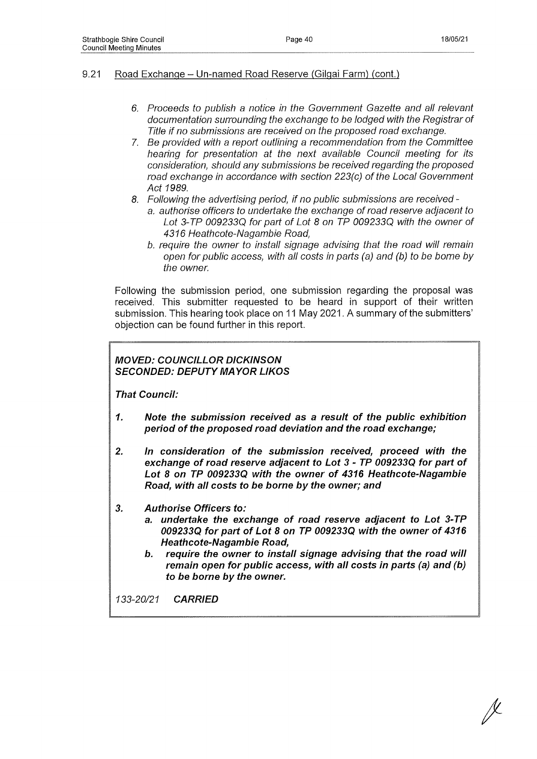## 9.21 Road Exchange – Un-named Road Reserve (Gilgai Farm) (cont.)

6. *Proceeds to publish a notice in the Government Gazette and all relevant documentation surrounding the exchange to be lodged with the Registrar of Title if no submissions are received on the proposed road exchange.*
7. *Be provided with a report outlining a recommendation from the Committee hearing for presentation at the next available Council meeting for its consideration, should any submissions be received regarding the proposed road exchange in accordance with section 223(c) of the Local Government Act 1989.*
8. *Following the advertising period, if no public submissions are received -*
   a. *authorise officers to undertake the exchange of road reserve adjacent to Lot 3-TP 009233Q for part of Lot 8 on TP 009233Q with the owner of 4316 Heathcote-Nagambie Road,*
   b. *require the owner to install signage advising that the road will remain open for public access, with all costs in parts (a) and (b) to be borne by the owner.*

Following the submission period, one submission regarding the proposal was received. This submitter requested to be heard in support of their written submission. This hearing took place on 11 May 2021. A summary of the submitters' objection can be found further in this report.

***MOVED: COUNCILLOR DICKINSON***
***SECONDED: DEPUTY MAYOR LIKOS***

***That Council:***

1. ***Note the submission received as a result of the public exhibition period of the proposed road deviation and the road exchange;***

2. ***In consideration of the submission received, proceed with the exchange of road reserve adjacent to Lot 3 - TP 009233Q for part of Lot 8 on TP 009233Q with the owner of 4316 Heathcote-Nagambie Road, with all costs to be borne by the owner; and***

3. ***Authorise Officers to:***
   a. ***undertake the exchange of road reserve adjacent to Lot 3-TP 009233Q for part of Lot 8 on TP 009233Q with the owner of 4316 Heathcote-Nagambie Road,***
   b. ***require the owner to install signage advising that the road will remain open for public access, with all costs in parts (a) and (b) to be borne by the owner.***

*133-20/21* ***CARRIED***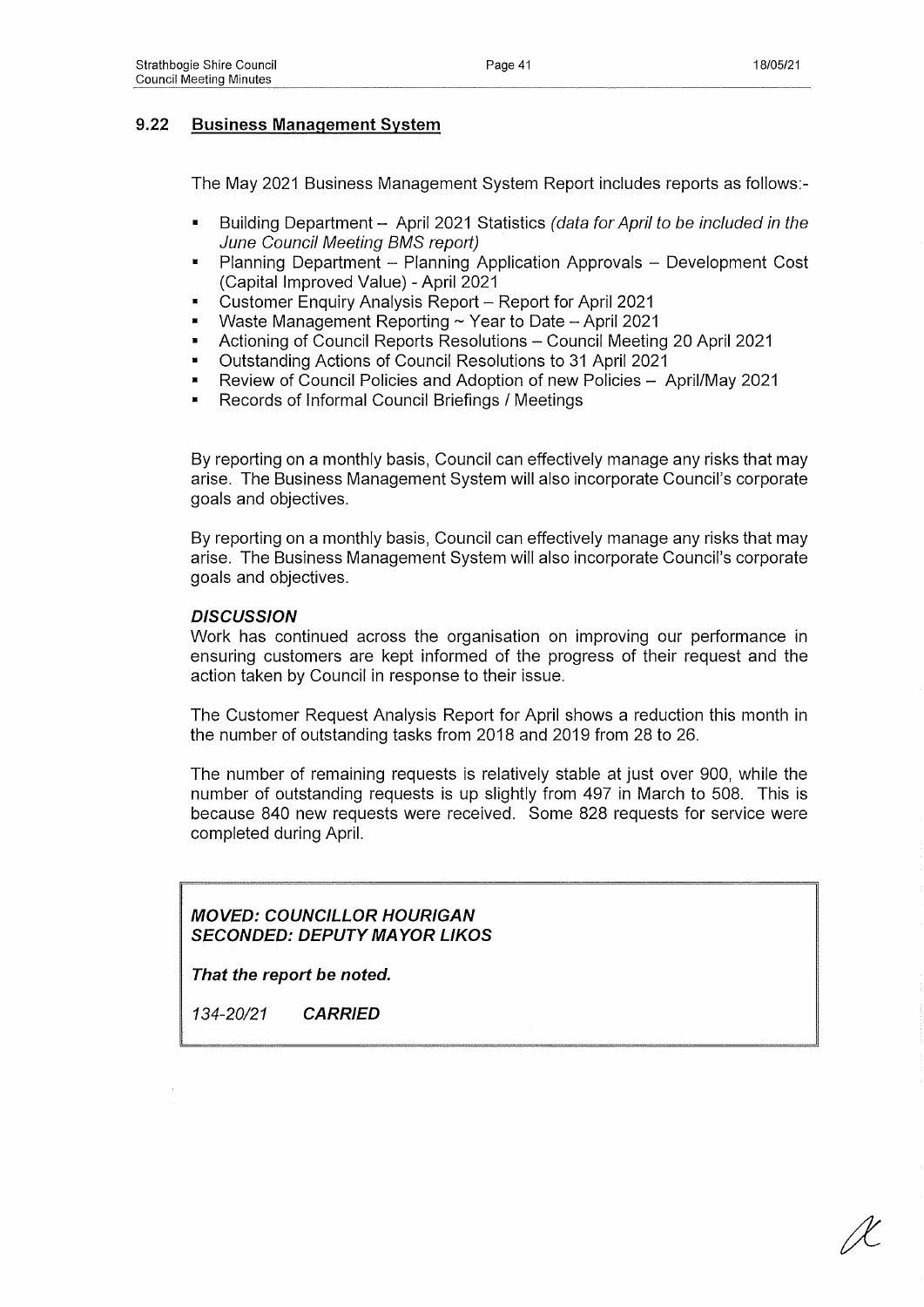## 9.22 Business Management System

The May 2021 Business Management System Report includes reports as follows:-

- Building Department – April 2021 Statistics *(data for April to be included in the June Council Meeting BMS report)*
- Planning Department – Planning Application Approvals – Development Cost (Capital Improved Value) - April 2021
- Customer Enquiry Analysis Report – Report for April 2021
- Waste Management Reporting ~ Year to Date – April 2021
- Actioning of Council Reports Resolutions – Council Meeting 20 April 2021
- Outstanding Actions of Council Resolutions to 31 April 2021
- Review of Council Policies and Adoption of new Policies – April/May 2021
- Records of Informal Council Briefings / Meetings

By reporting on a monthly basis, Council can effectively manage any risks that may arise. The Business Management System will also incorporate Council's corporate goals and objectives.

By reporting on a monthly basis, Council can effectively manage any risks that may arise. The Business Management System will also incorporate Council's corporate goals and objectives.

***DISCUSSION***

Work has continued across the organisation on improving our performance in ensuring customers are kept informed of the progress of their request and the action taken by Council in response to their issue.

The Customer Request Analysis Report for April shows a reduction this month in the number of outstanding tasks from 2018 and 2019 from 28 to 26.

The number of remaining requests is relatively stable at just over 900, while the number of outstanding requests is up slightly from 497 in March to 508. This is because 840 new requests were received. Some 828 requests for service were completed during April.

***MOVED: COUNCILLOR HOURIGAN***
***SECONDED: DEPUTY MAYOR LIKOS***

***That the report be noted.***

*134-20/21* ***CARRIED***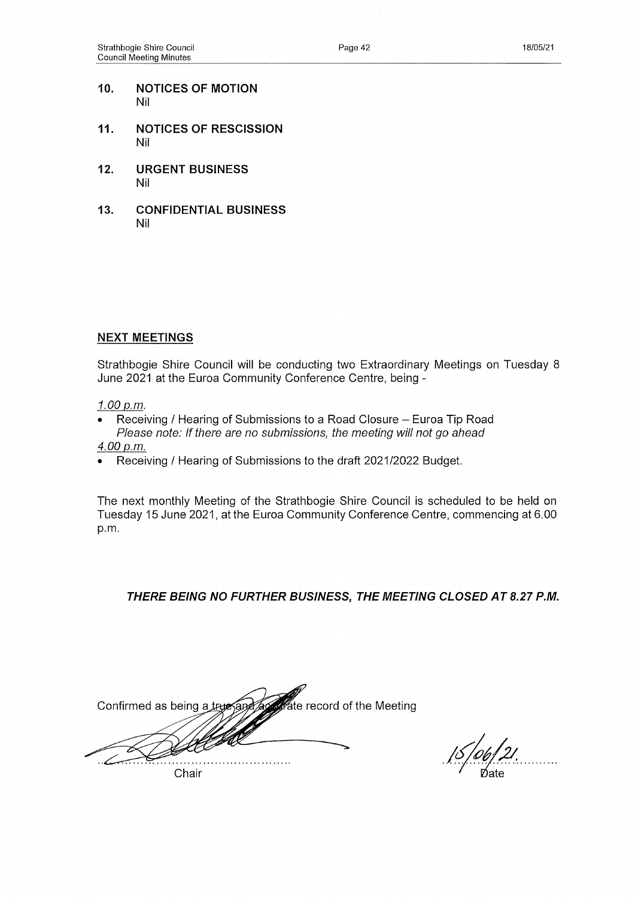## 10. NOTICES OF MOTION

Nil

## 11. NOTICES OF RESCISSION

Nil

## 12. URGENT BUSINESS

Nil

## 13. CONFIDENTIAL BUSINESS

Nil

## NEXT MEETINGS

Strathbogie Shire Council will be conducting two Extraordinary Meetings on Tuesday 8 June 2021 at the Euroa Community Conference Centre, being -

*1.00 p.m.*

- Receiving / Hearing of Submissions to a Road Closure – Euroa Tip Road
  *Please note: If there are no submissions, the meeting will not go ahead*

*4.00 p.m.*

- Receiving / Hearing of Submissions to the draft 2021/2022 Budget.

The next monthly Meeting of the Strathbogie Shire Council is scheduled to be held on Tuesday 15 June 2021, at the Euroa Community Conference Centre, commencing at 6.00 p.m.

***THERE BEING NO FURTHER BUSINESS, THE MEETING CLOSED AT 8.27 P.M.***

Confirmed as being a true and accurate record of the Meeting

..............................................
Chair

15/06/21.
Date